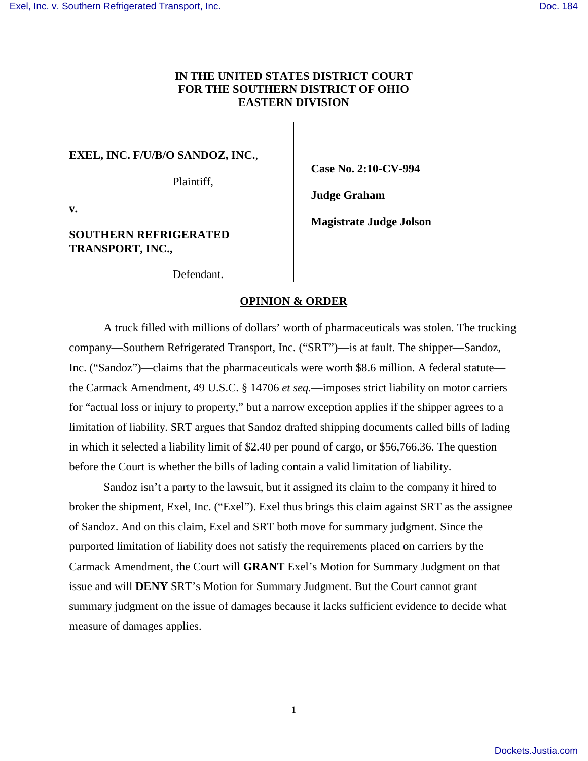**IN THE UNITED STATES DISTRICT COURT**
**FOR THE SOUTHERN DISTRICT OF OHIO**
**EASTERN DIVISION**

**EXEL, INC. F/U/B/O SANDOZ, INC.**,

Plaintiff,

**v.**

**SOUTHERN REFRIGERATED TRANSPORT, INC.,**

Defendant.

**Case No. 2:10-CV-994**

**Judge Graham**

**Magistrate Judge Jolson**

## OPINION & ORDER

A truck filled with millions of dollars' worth of pharmaceuticals was stolen. The trucking company—Southern Refrigerated Transport, Inc. ("SRT")—is at fault. The shipper—Sandoz, Inc. ("Sandoz")—claims that the pharmaceuticals were worth $8.6 million. A federal statute—the Carmack Amendment, 49 U.S.C. § 14706 *et seq.*—imposes strict liability on motor carriers for "actual loss or injury to property," but a narrow exception applies if the shipper agrees to a limitation of liability. SRT argues that Sandoz drafted shipping documents called bills of lading in which it selected a liability limit of $2.40 per pound of cargo, or $56,766.36. The question before the Court is whether the bills of lading contain a valid limitation of liability.

Sandoz isn't a party to the lawsuit, but it assigned its claim to the company it hired to broker the shipment, Exel, Inc. ("Exel"). Exel thus brings this claim against SRT as the assignee of Sandoz. And on this claim, Exel and SRT both move for summary judgment. Since the purported limitation of liability does not satisfy the requirements placed on carriers by the Carmack Amendment, the Court will **GRANT** Exel's Motion for Summary Judgment on that issue and will **DENY** SRT's Motion for Summary Judgment. But the Court cannot grant summary judgment on the issue of damages because it lacks sufficient evidence to decide what measure of damages applies.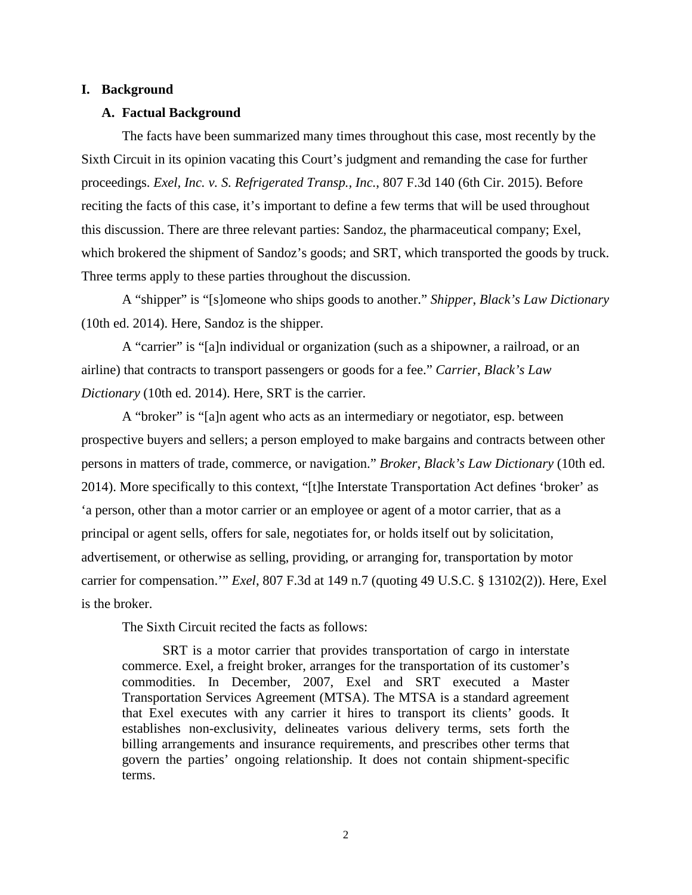## I. Background

### A. Factual Background

The facts have been summarized many times throughout this case, most recently by the Sixth Circuit in its opinion vacating this Court's judgment and remanding the case for further proceedings. *Exel, Inc. v. S. Refrigerated Transp., Inc.*, 807 F.3d 140 (6th Cir. 2015). Before reciting the facts of this case, it's important to define a few terms that will be used throughout this discussion. There are three relevant parties: Sandoz, the pharmaceutical company; Exel, which brokered the shipment of Sandoz's goods; and SRT, which transported the goods by truck. Three terms apply to these parties throughout the discussion.

A "shipper" is "[s]omeone who ships goods to another." *Shipper*, *Black's Law Dictionary* (10th ed. 2014). Here, Sandoz is the shipper.

A "carrier" is "[a]n individual or organization (such as a shipowner, a railroad, or an airline) that contracts to transport passengers or goods for a fee." *Carrier*, *Black's Law Dictionary* (10th ed. 2014). Here, SRT is the carrier.

A "broker" is "[a]n agent who acts as an intermediary or negotiator, esp. between prospective buyers and sellers; a person employed to make bargains and contracts between other persons in matters of trade, commerce, or navigation." *Broker*, *Black's Law Dictionary* (10th ed. 2014). More specifically to this context, "[t]he Interstate Transportation Act defines 'broker' as 'a person, other than a motor carrier or an employee or agent of a motor carrier, that as a principal or agent sells, offers for sale, negotiates for, or holds itself out by solicitation, advertisement, or otherwise as selling, providing, or arranging for, transportation by motor carrier for compensation.'" *Exel*, 807 F.3d at 149 n.7 (quoting 49 U.S.C. § 13102(2)). Here, Exel is the broker.

The Sixth Circuit recited the facts as follows:

> SRT is a motor carrier that provides transportation of cargo in interstate commerce. Exel, a freight broker, arranges for the transportation of its customer's commodities. In December, 2007, Exel and SRT executed a Master Transportation Services Agreement (MTSA). The MTSA is a standard agreement that Exel executes with any carrier it hires to transport its clients' goods. It establishes non-exclusivity, delineates various delivery terms, sets forth the billing arrangements and insurance requirements, and prescribes other terms that govern the parties' ongoing relationship. It does not contain shipment-specific terms.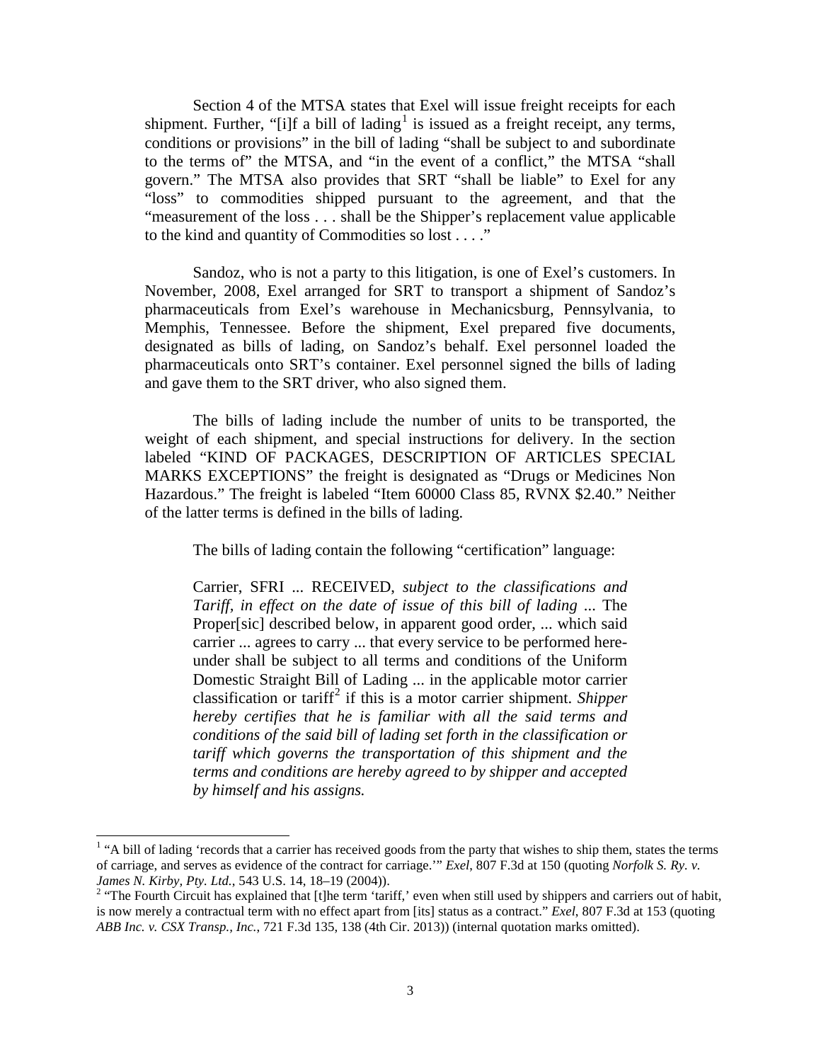Section 4 of the MTSA states that Exel will issue freight receipts for each shipment. Further, "[i]f a bill of lading[1] is issued as a freight receipt, any terms, conditions or provisions" in the bill of lading "shall be subject to and subordinate to the terms of" the MTSA, and "in the event of a conflict," the MTSA "shall govern." The MTSA also provides that SRT "shall be liable" to Exel for any "loss" to commodities shipped pursuant to the agreement, and that the "measurement of the loss . . . shall be the Shipper's replacement value applicable to the kind and quantity of Commodities so lost . . . ."

Sandoz, who is not a party to this litigation, is one of Exel's customers. In November, 2008, Exel arranged for SRT to transport a shipment of Sandoz's pharmaceuticals from Exel's warehouse in Mechanicsburg, Pennsylvania, to Memphis, Tennessee. Before the shipment, Exel prepared five documents, designated as bills of lading, on Sandoz's behalf. Exel personnel loaded the pharmaceuticals onto SRT's container. Exel personnel signed the bills of lading and gave them to the SRT driver, who also signed them.

The bills of lading include the number of units to be transported, the weight of each shipment, and special instructions for delivery. In the section labeled "KIND OF PACKAGES, DESCRIPTION OF ARTICLES SPECIAL MARKS EXCEPTIONS" the freight is designated as "Drugs or Medicines Non Hazardous." The freight is labeled "Item 60000 Class 85, RVNX $2.40." Neither of the latter terms is defined in the bills of lading.

The bills of lading contain the following "certification" language:

> Carrier, SFRI ... RECEIVED, *subject to the classifications and Tariff, in effect on the date of issue of this bill of lading* ... The Proper[sic] described below, in apparent good order, ... which said carrier ... agrees to carry ... that every service to be performed here-under shall be subject to all terms and conditions of the Uniform Domestic Straight Bill of Lading ... in the applicable motor carrier classification or tariff[2] if this is a motor carrier shipment. *Shipper hereby certifies that he is familiar with all the said terms and conditions of the said bill of lading set forth in the classification or tariff which governs the transportation of this shipment and the terms and conditions are hereby agreed to by shipper and accepted by himself and his assigns.*

---

[1] "A bill of lading 'records that a carrier has received goods from the party that wishes to ship them, states the terms of carriage, and serves as evidence of the contract for carriage.'" *Exel*, 807 F.3d at 150 (quoting *Norfolk S. Ry. v. James N. Kirby, Pty. Ltd.*, 543 U.S. 14, 18–19 (2004)).

[2] "The Fourth Circuit has explained that [t]he term 'tariff,' even when still used by shippers and carriers out of habit, is now merely a contractual term with no effect apart from [its] status as a contract." *Exel*, 807 F.3d at 153 (quoting *ABB Inc. v. CSX Transp., Inc.*, 721 F.3d 135, 138 (4th Cir. 2013)) (internal quotation marks omitted).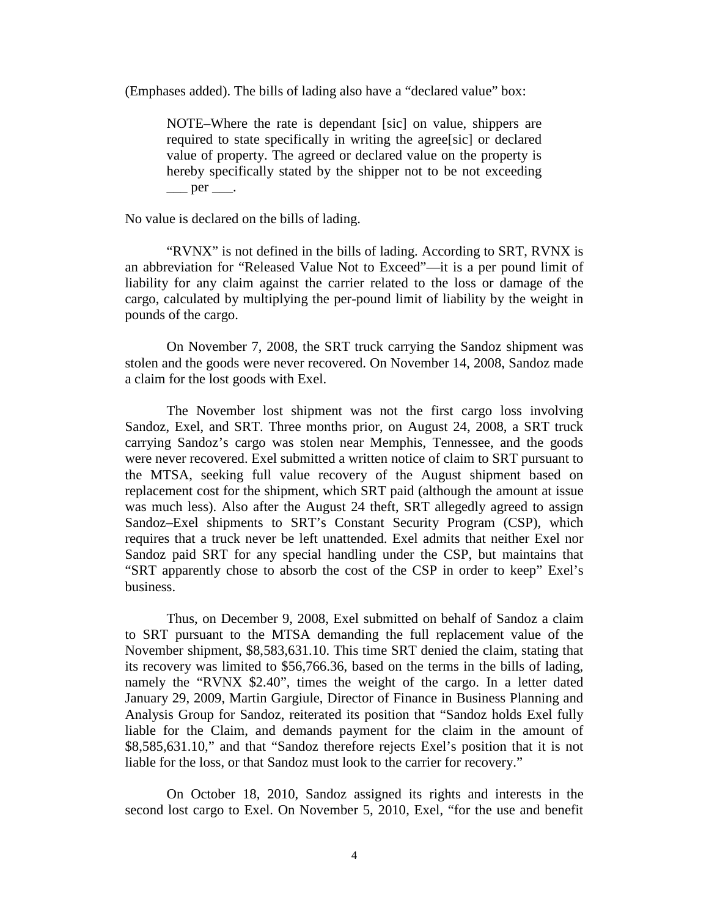(Emphases added). The bills of lading also have a "declared value" box:

> NOTE–Where the rate is dependant [sic] on value, shippers are required to state specifically in writing the agree[sic] or declared value of property. The agreed or declared value on the property is hereby specifically stated by the shipper not to be not exceeding ___ per ___.

No value is declared on the bills of lading.

"RVNX" is not defined in the bills of lading. According to SRT, RVNX is an abbreviation for "Released Value Not to Exceed"—it is a per pound limit of liability for any claim against the carrier related to the loss or damage of the cargo, calculated by multiplying the per-pound limit of liability by the weight in pounds of the cargo.

On November 7, 2008, the SRT truck carrying the Sandoz shipment was stolen and the goods were never recovered. On November 14, 2008, Sandoz made a claim for the lost goods with Exel.

The November lost shipment was not the first cargo loss involving Sandoz, Exel, and SRT. Three months prior, on August 24, 2008, a SRT truck carrying Sandoz's cargo was stolen near Memphis, Tennessee, and the goods were never recovered. Exel submitted a written notice of claim to SRT pursuant to the MTSA, seeking full value recovery of the August shipment based on replacement cost for the shipment, which SRT paid (although the amount at issue was much less). Also after the August 24 theft, SRT allegedly agreed to assign Sandoz–Exel shipments to SRT's Constant Security Program (CSP), which requires that a truck never be left unattended. Exel admits that neither Exel nor Sandoz paid SRT for any special handling under the CSP, but maintains that "SRT apparently chose to absorb the cost of the CSP in order to keep" Exel's business.

Thus, on December 9, 2008, Exel submitted on behalf of Sandoz a claim to SRT pursuant to the MTSA demanding the full replacement value of the November shipment, \$8,583,631.10. This time SRT denied the claim, stating that its recovery was limited to \$56,766.36, based on the terms in the bills of lading, namely the "RVNX \$2.40", times the weight of the cargo. In a letter dated January 29, 2009, Martin Gargiule, Director of Finance in Business Planning and Analysis Group for Sandoz, reiterated its position that "Sandoz holds Exel fully liable for the Claim, and demands payment for the claim in the amount of \$8,585,631.10," and that "Sandoz therefore rejects Exel's position that it is not liable for the loss, or that Sandoz must look to the carrier for recovery."

On October 18, 2010, Sandoz assigned its rights and interests in the second lost cargo to Exel. On November 5, 2010, Exel, "for the use and benefit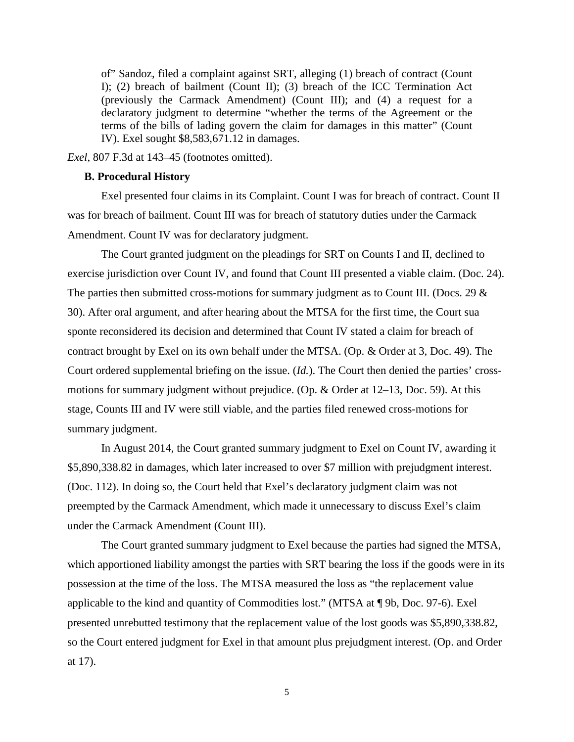> of" Sandoz, filed a complaint against SRT, alleging (1) breach of contract (Count I); (2) breach of bailment (Count II); (3) breach of the ICC Termination Act (previously the Carmack Amendment) (Count III); and (4) a request for a declaratory judgment to determine "whether the terms of the Agreement or the terms of the bills of lading govern the claim for damages in this matter" (Count IV). Exel sought $8,583,671.12 in damages.

*Exel*, 807 F.3d at 143–45 (footnotes omitted).

**B. Procedural History**

Exel presented four claims in its Complaint. Count I was for breach of contract. Count II was for breach of bailment. Count III was for breach of statutory duties under the Carmack Amendment. Count IV was for declaratory judgment.

The Court granted judgment on the pleadings for SRT on Counts I and II, declined to exercise jurisdiction over Count IV, and found that Count III presented a viable claim. (Doc. 24). The parties then submitted cross-motions for summary judgment as to Count III. (Docs. 29 & 30). After oral argument, and after hearing about the MTSA for the first time, the Court sua sponte reconsidered its decision and determined that Count IV stated a claim for breach of contract brought by Exel on its own behalf under the MTSA. (Op. & Order at 3, Doc. 49). The Court ordered supplemental briefing on the issue. (*Id.*). The Court then denied the parties' cross-motions for summary judgment without prejudice. (Op. & Order at 12–13, Doc. 59). At this stage, Counts III and IV were still viable, and the parties filed renewed cross-motions for summary judgment.

In August 2014, the Court granted summary judgment to Exel on Count IV, awarding it $5,890,338.82 in damages, which later increased to over $7 million with prejudgment interest. (Doc. 112). In doing so, the Court held that Exel's declaratory judgment claim was not preempted by the Carmack Amendment, which made it unnecessary to discuss Exel's claim under the Carmack Amendment (Count III).

The Court granted summary judgment to Exel because the parties had signed the MTSA, which apportioned liability amongst the parties with SRT bearing the loss if the goods were in its possession at the time of the loss. The MTSA measured the loss as "the replacement value applicable to the kind and quantity of Commodities lost." (MTSA at ¶ 9b, Doc. 97-6). Exel presented unrebutted testimony that the replacement value of the lost goods was $5,890,338.82, so the Court entered judgment for Exel in that amount plus prejudgment interest. (Op. and Order at 17).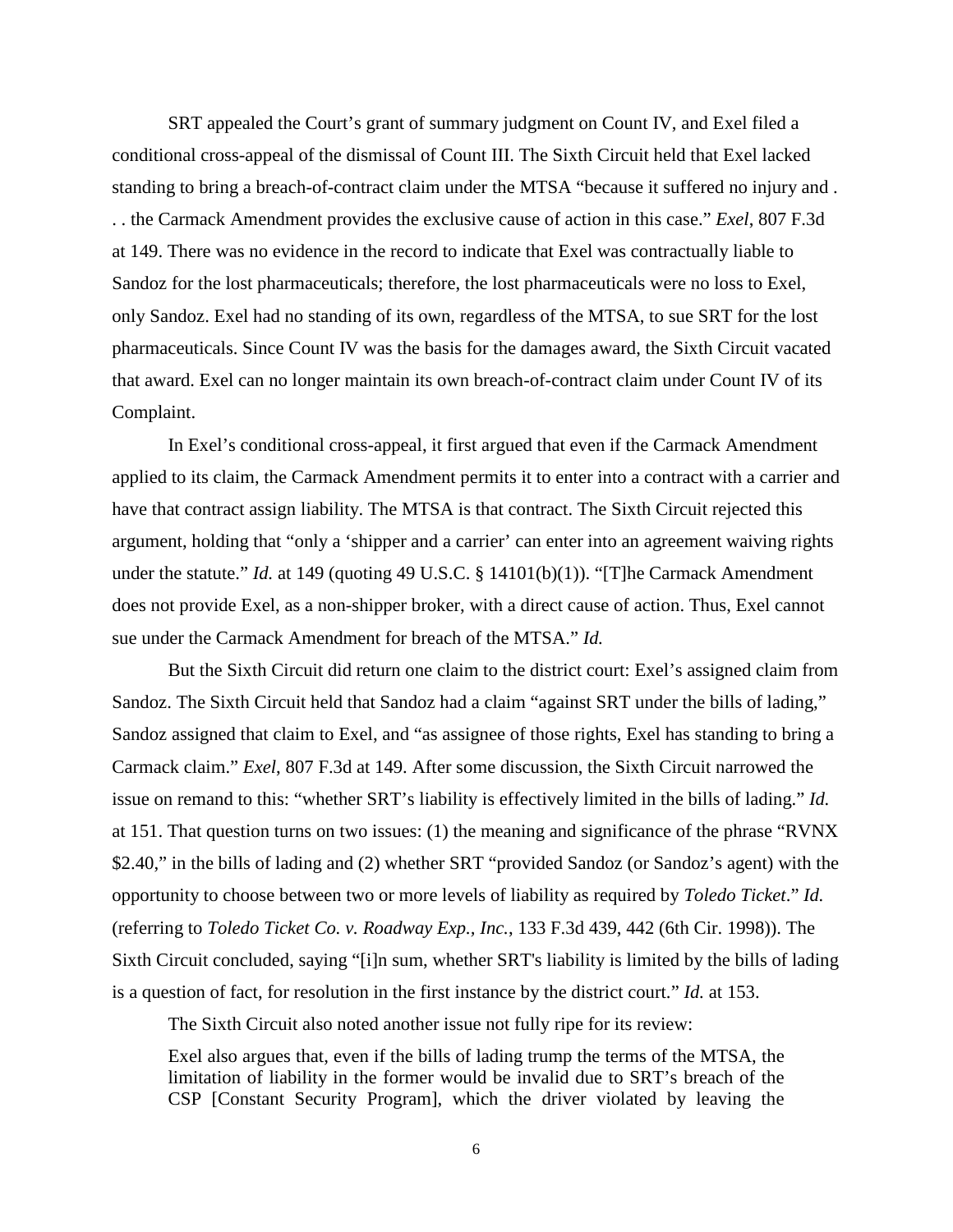SRT appealed the Court's grant of summary judgment on Count IV, and Exel filed a conditional cross-appeal of the dismissal of Count III. The Sixth Circuit held that Exel lacked standing to bring a breach-of-contract claim under the MTSA "because it suffered no injury and . . . the Carmack Amendment provides the exclusive cause of action in this case." *Exel*, 807 F.3d at 149. There was no evidence in the record to indicate that Exel was contractually liable to Sandoz for the lost pharmaceuticals; therefore, the lost pharmaceuticals were no loss to Exel, only Sandoz. Exel had no standing of its own, regardless of the MTSA, to sue SRT for the lost pharmaceuticals. Since Count IV was the basis for the damages award, the Sixth Circuit vacated that award. Exel can no longer maintain its own breach-of-contract claim under Count IV of its Complaint.

In Exel's conditional cross-appeal, it first argued that even if the Carmack Amendment applied to its claim, the Carmack Amendment permits it to enter into a contract with a carrier and have that contract assign liability. The MTSA is that contract. The Sixth Circuit rejected this argument, holding that "only a 'shipper and a carrier' can enter into an agreement waiving rights under the statute." *Id.* at 149 (quoting 49 U.S.C. § 14101(b)(1)). "[T]he Carmack Amendment does not provide Exel, as a non-shipper broker, with a direct cause of action. Thus, Exel cannot sue under the Carmack Amendment for breach of the MTSA." *Id.*

But the Sixth Circuit did return one claim to the district court: Exel's assigned claim from Sandoz. The Sixth Circuit held that Sandoz had a claim "against SRT under the bills of lading," Sandoz assigned that claim to Exel, and "as assignee of those rights, Exel has standing to bring a Carmack claim." *Exel*, 807 F.3d at 149. After some discussion, the Sixth Circuit narrowed the issue on remand to this: "whether SRT's liability is effectively limited in the bills of lading." *Id.* at 151. That question turns on two issues: (1) the meaning and significance of the phrase "RVNX $2.40," in the bills of lading and (2) whether SRT "provided Sandoz (or Sandoz's agent) with the opportunity to choose between two or more levels of liability as required by *Toledo Ticket*." *Id.* (referring to *Toledo Ticket Co. v. Roadway Exp., Inc.*, 133 F.3d 439, 442 (6th Cir. 1998)). The Sixth Circuit concluded, saying "[i]n sum, whether SRT's liability is limited by the bills of lading is a question of fact, for resolution in the first instance by the district court." *Id.* at 153.

The Sixth Circuit also noted another issue not fully ripe for its review:

> Exel also argues that, even if the bills of lading trump the terms of the MTSA, the limitation of liability in the former would be invalid due to SRT's breach of the CSP [Constant Security Program], which the driver violated by leaving the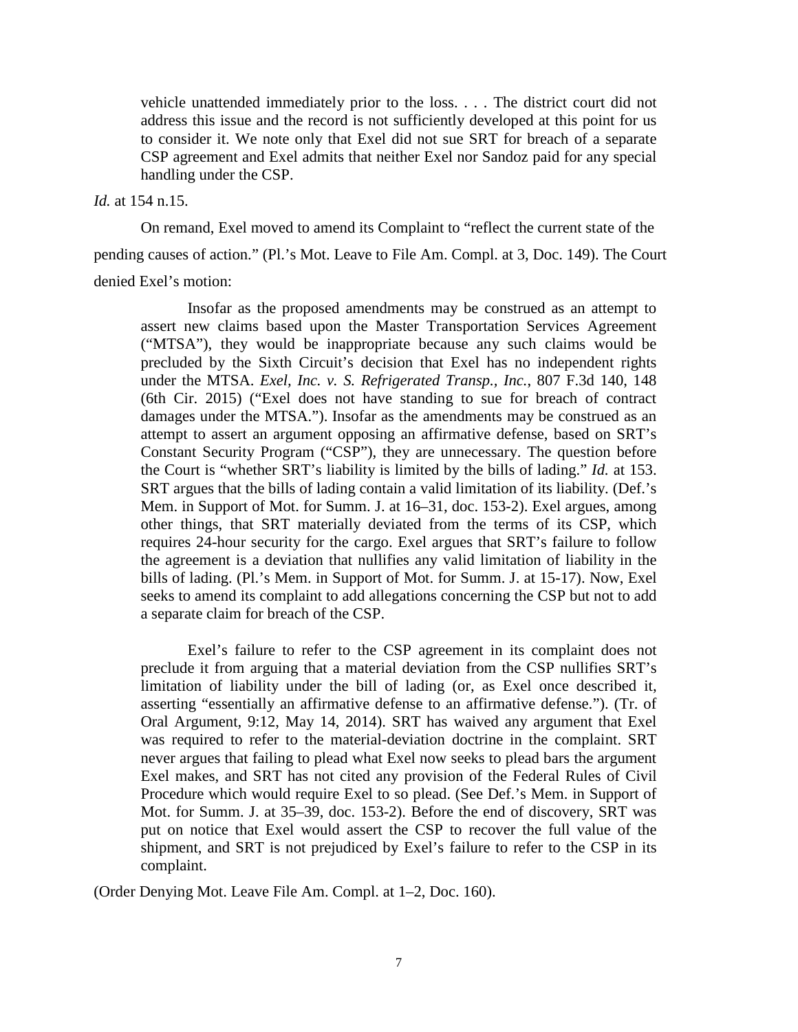> vehicle unattended immediately prior to the loss. . . . The district court did not address this issue and the record is not sufficiently developed at this point for us to consider it. We note only that Exel did not sue SRT for breach of a separate CSP agreement and Exel admits that neither Exel nor Sandoz paid for any special handling under the CSP.

*Id.* at 154 n.15.

On remand, Exel moved to amend its Complaint to "reflect the current state of the pending causes of action." (Pl.'s Mot. Leave to File Am. Compl. at 3, Doc. 149). The Court denied Exel's motion:

> Insofar as the proposed amendments may be construed as an attempt to assert new claims based upon the Master Transportation Services Agreement ("MTSA"), they would be inappropriate because any such claims would be precluded by the Sixth Circuit's decision that Exel has no independent rights under the MTSA. *Exel, Inc. v. S. Refrigerated Transp., Inc.*, 807 F.3d 140, 148 (6th Cir. 2015) ("Exel does not have standing to sue for breach of contract damages under the MTSA."). Insofar as the amendments may be construed as an attempt to assert an argument opposing an affirmative defense, based on SRT's Constant Security Program ("CSP"), they are unnecessary. The question before the Court is "whether SRT's liability is limited by the bills of lading." *Id.* at 153. SRT argues that the bills of lading contain a valid limitation of its liability. (Def.'s Mem. in Support of Mot. for Summ. J. at 16–31, doc. 153-2). Exel argues, among other things, that SRT materially deviated from the terms of its CSP, which requires 24-hour security for the cargo. Exel argues that SRT's failure to follow the agreement is a deviation that nullifies any valid limitation of liability in the bills of lading. (Pl.'s Mem. in Support of Mot. for Summ. J. at 15-17). Now, Exel seeks to amend its complaint to add allegations concerning the CSP but not to add a separate claim for breach of the CSP.
>
> Exel's failure to refer to the CSP agreement in its complaint does not preclude it from arguing that a material deviation from the CSP nullifies SRT's limitation of liability under the bill of lading (or, as Exel once described it, asserting "essentially an affirmative defense to an affirmative defense."). (Tr. of Oral Argument, 9:12, May 14, 2014). SRT has waived any argument that Exel was required to refer to the material-deviation doctrine in the complaint. SRT never argues that failing to plead what Exel now seeks to plead bars the argument Exel makes, and SRT has not cited any provision of the Federal Rules of Civil Procedure which would require Exel to so plead. (See Def.'s Mem. in Support of Mot. for Summ. J. at 35–39, doc. 153-2). Before the end of discovery, SRT was put on notice that Exel would assert the CSP to recover the full value of the shipment, and SRT is not prejudiced by Exel's failure to refer to the CSP in its complaint.

(Order Denying Mot. Leave File Am. Compl. at 1–2, Doc. 160).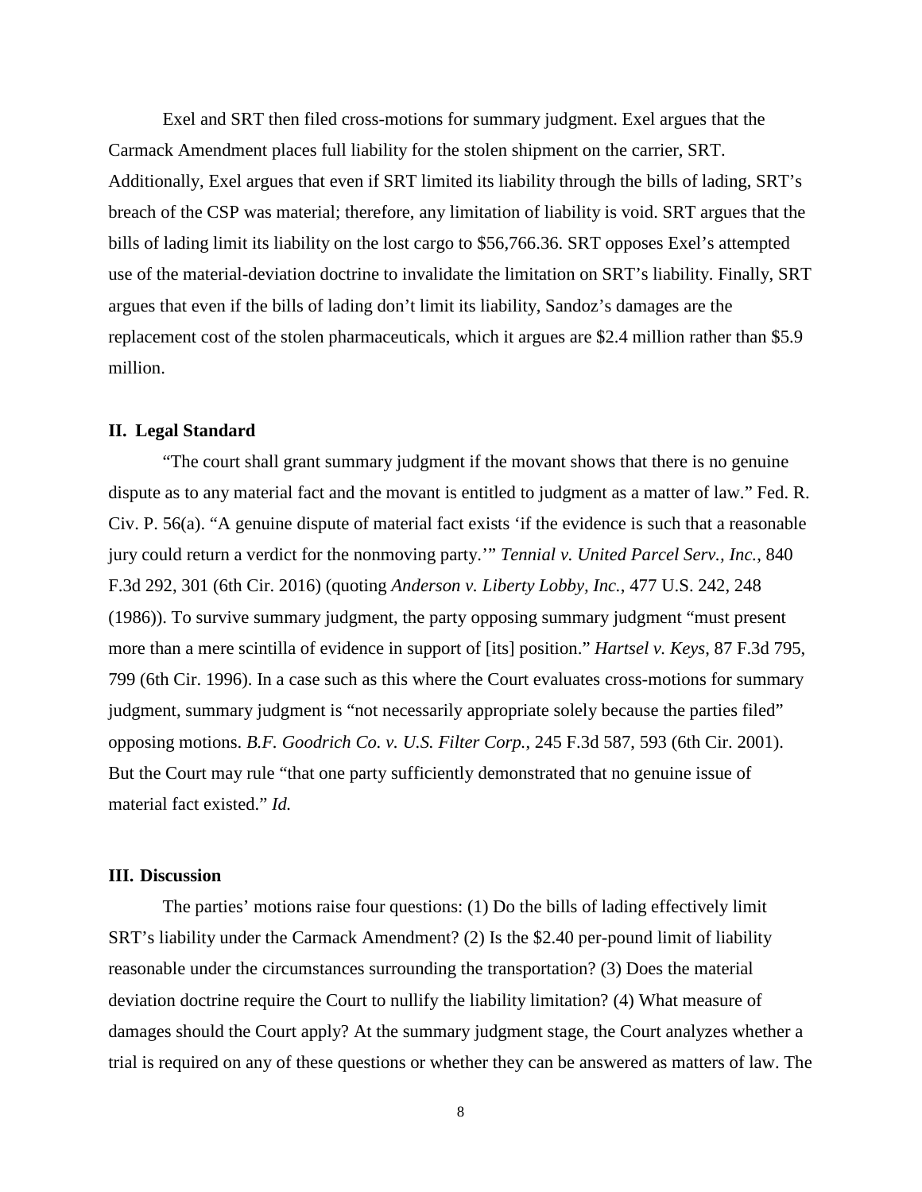Exel and SRT then filed cross-motions for summary judgment. Exel argues that the Carmack Amendment places full liability for the stolen shipment on the carrier, SRT. Additionally, Exel argues that even if SRT limited its liability through the bills of lading, SRT's breach of the CSP was material; therefore, any limitation of liability is void. SRT argues that the bills of lading limit its liability on the lost cargo to $56,766.36. SRT opposes Exel's attempted use of the material-deviation doctrine to invalidate the limitation on SRT's liability. Finally, SRT argues that even if the bills of lading don't limit its liability, Sandoz's damages are the replacement cost of the stolen pharmaceuticals, which it argues are $2.4 million rather than $5.9 million.

## II. Legal Standard

"The court shall grant summary judgment if the movant shows that there is no genuine dispute as to any material fact and the movant is entitled to judgment as a matter of law." Fed. R. Civ. P. 56(a). "A genuine dispute of material fact exists 'if the evidence is such that a reasonable jury could return a verdict for the nonmoving party.'" *Tennial v. United Parcel Serv., Inc.*, 840 F.3d 292, 301 (6th Cir. 2016) (quoting *Anderson v. Liberty Lobby, Inc.*, 477 U.S. 242, 248 (1986)). To survive summary judgment, the party opposing summary judgment "must present more than a mere scintilla of evidence in support of [its] position." *Hartsel v. Keys*, 87 F.3d 795, 799 (6th Cir. 1996). In a case such as this where the Court evaluates cross-motions for summary judgment, summary judgment is "not necessarily appropriate solely because the parties filed" opposing motions. *B.F. Goodrich Co. v. U.S. Filter Corp.*, 245 F.3d 587, 593 (6th Cir. 2001). But the Court may rule "that one party sufficiently demonstrated that no genuine issue of material fact existed." *Id.*

## III. Discussion

The parties' motions raise four questions: (1) Do the bills of lading effectively limit SRT's liability under the Carmack Amendment? (2) Is the $2.40 per-pound limit of liability reasonable under the circumstances surrounding the transportation? (3) Does the material deviation doctrine require the Court to nullify the liability limitation? (4) What measure of damages should the Court apply? At the summary judgment stage, the Court analyzes whether a trial is required on any of these questions or whether they can be answered as matters of law. The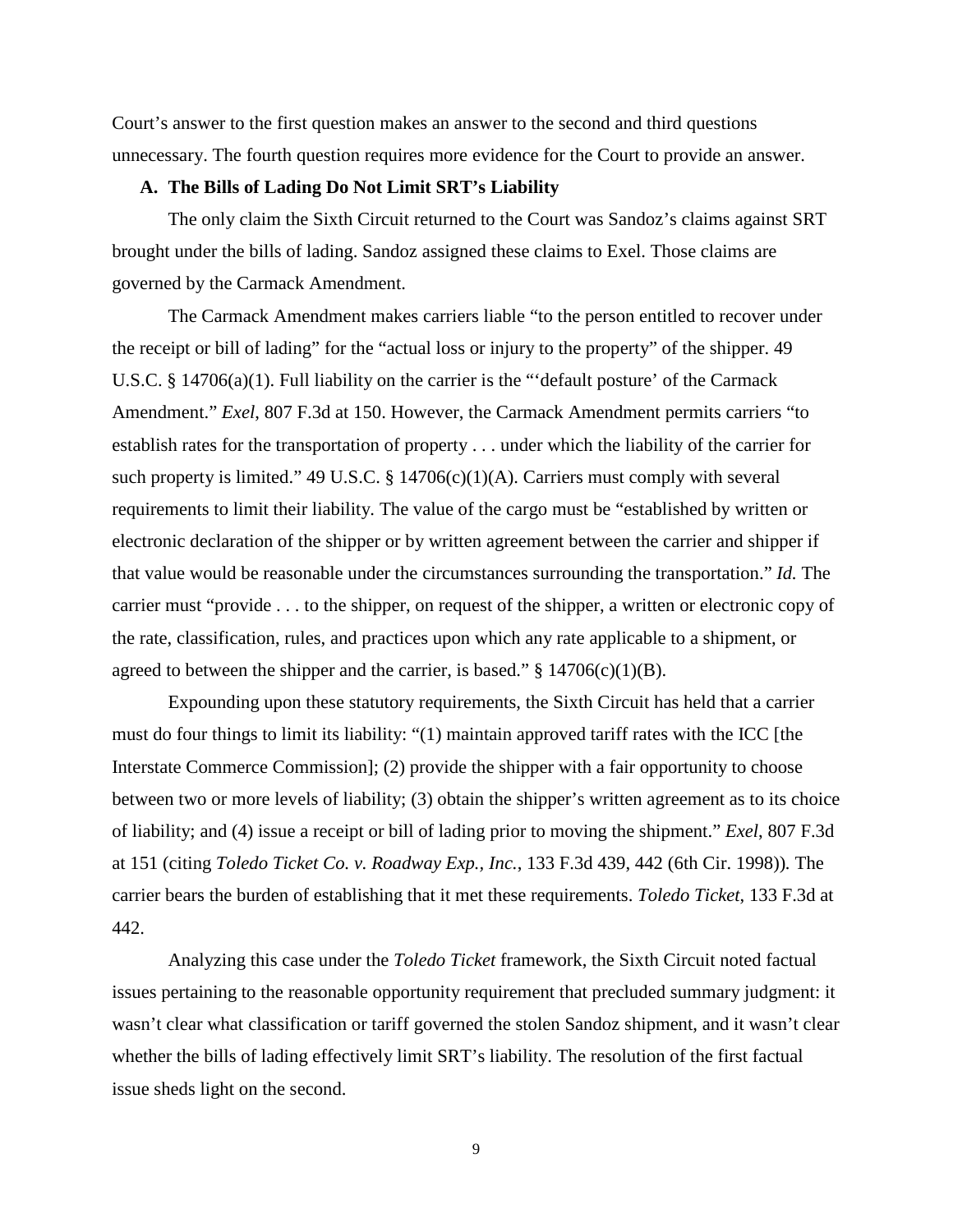Court's answer to the first question makes an answer to the second and third questions unnecessary. The fourth question requires more evidence for the Court to provide an answer.

### A. The Bills of Lading Do Not Limit SRT's Liability

The only claim the Sixth Circuit returned to the Court was Sandoz's claims against SRT brought under the bills of lading. Sandoz assigned these claims to Exel. Those claims are governed by the Carmack Amendment.

The Carmack Amendment makes carriers liable "to the person entitled to recover under the receipt or bill of lading" for the "actual loss or injury to the property" of the shipper. 49 U.S.C. § 14706(a)(1). Full liability on the carrier is the "'default posture' of the Carmack Amendment." *Exel*, 807 F.3d at 150. However, the Carmack Amendment permits carriers "to establish rates for the transportation of property . . . under which the liability of the carrier for such property is limited." 49 U.S.C. § 14706(c)(1)(A). Carriers must comply with several requirements to limit their liability. The value of the cargo must be "established by written or electronic declaration of the shipper or by written agreement between the carrier and shipper if that value would be reasonable under the circumstances surrounding the transportation." *Id.* The carrier must "provide . . . to the shipper, on request of the shipper, a written or electronic copy of the rate, classification, rules, and practices upon which any rate applicable to a shipment, or agreed to between the shipper and the carrier, is based." § 14706(c)(1)(B).

Expounding upon these statutory requirements, the Sixth Circuit has held that a carrier must do four things to limit its liability: "(1) maintain approved tariff rates with the ICC [the Interstate Commerce Commission]; (2) provide the shipper with a fair opportunity to choose between two or more levels of liability; (3) obtain the shipper's written agreement as to its choice of liability; and (4) issue a receipt or bill of lading prior to moving the shipment." *Exel*, 807 F.3d at 151 (citing *Toledo Ticket Co. v. Roadway Exp., Inc.*, 133 F.3d 439, 442 (6th Cir. 1998)). The carrier bears the burden of establishing that it met these requirements. *Toledo Ticket*, 133 F.3d at 442.

Analyzing this case under the *Toledo Ticket* framework, the Sixth Circuit noted factual issues pertaining to the reasonable opportunity requirement that precluded summary judgment: it wasn't clear what classification or tariff governed the stolen Sandoz shipment, and it wasn't clear whether the bills of lading effectively limit SRT's liability. The resolution of the first factual issue sheds light on the second.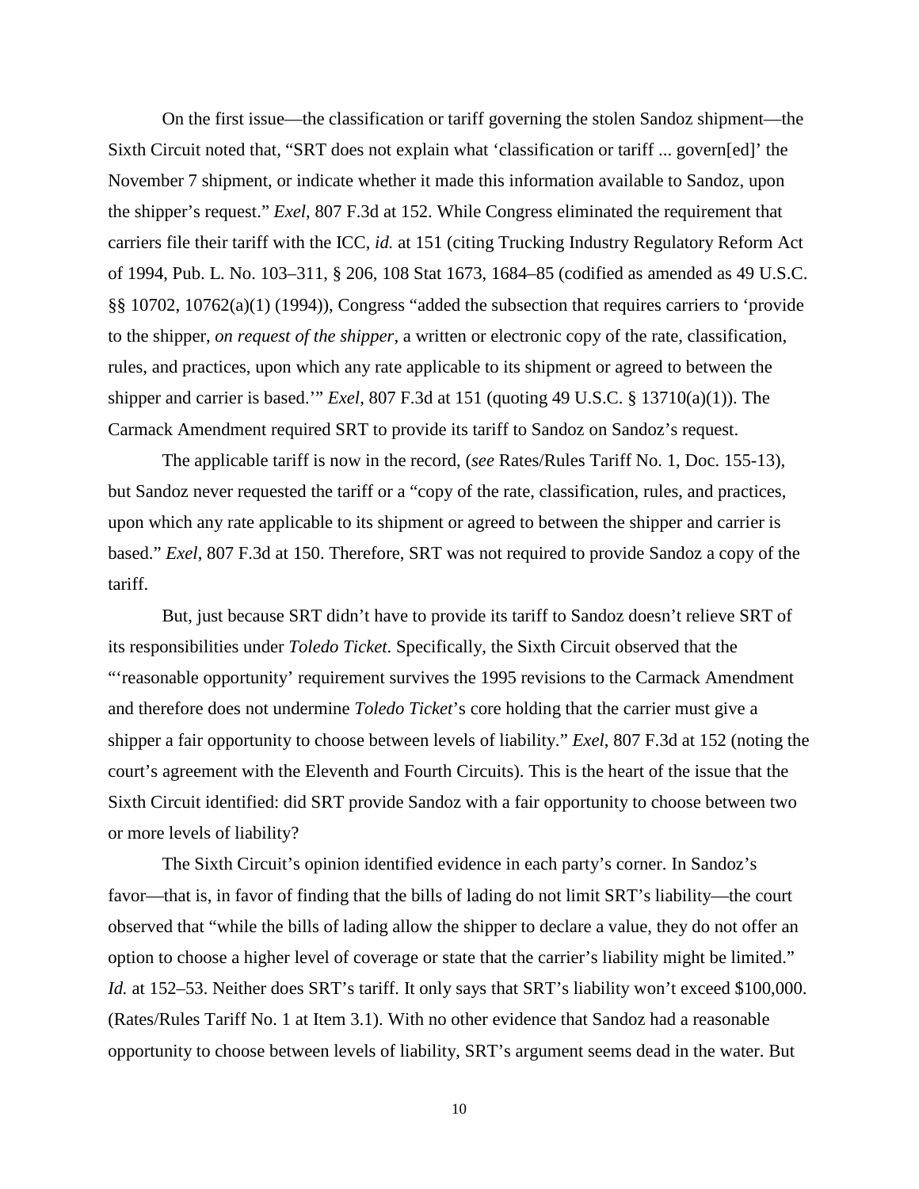On the first issue—the classification or tariff governing the stolen Sandoz shipment—the Sixth Circuit noted that, "SRT does not explain what 'classification or tariff ... govern[ed]' the November 7 shipment, or indicate whether it made this information available to Sandoz, upon the shipper's request." *Exel*, 807 F.3d at 152. While Congress eliminated the requirement that carriers file their tariff with the ICC, *id.* at 151 (citing Trucking Industry Regulatory Reform Act of 1994, Pub. L. No. 103–311, § 206, 108 Stat 1673, 1684–85 (codified as amended as 49 U.S.C. §§ 10702, 10762(a)(1) (1994)), Congress "added the subsection that requires carriers to 'provide to the shipper, *on request of the shipper*, a written or electronic copy of the rate, classification, rules, and practices, upon which any rate applicable to its shipment or agreed to between the shipper and carrier is based.'" *Exel*, 807 F.3d at 151 (quoting 49 U.S.C. § 13710(a)(1)). The Carmack Amendment required SRT to provide its tariff to Sandoz on Sandoz's request.

The applicable tariff is now in the record, (*see* Rates/Rules Tariff No. 1, Doc. 155-13), but Sandoz never requested the tariff or a "copy of the rate, classification, rules, and practices, upon which any rate applicable to its shipment or agreed to between the shipper and carrier is based." *Exel*, 807 F.3d at 150. Therefore, SRT was not required to provide Sandoz a copy of the tariff.

But, just because SRT didn't have to provide its tariff to Sandoz doesn't relieve SRT of its responsibilities under *Toledo Ticket*. Specifically, the Sixth Circuit observed that the "'reasonable opportunity' requirement survives the 1995 revisions to the Carmack Amendment and therefore does not undermine *Toledo Ticket*'s core holding that the carrier must give a shipper a fair opportunity to choose between levels of liability." *Exel*, 807 F.3d at 152 (noting the court's agreement with the Eleventh and Fourth Circuits). This is the heart of the issue that the Sixth Circuit identified: did SRT provide Sandoz with a fair opportunity to choose between two or more levels of liability?

The Sixth Circuit's opinion identified evidence in each party's corner. In Sandoz's favor—that is, in favor of finding that the bills of lading do not limit SRT's liability—the court observed that "while the bills of lading allow the shipper to declare a value, they do not offer an option to choose a higher level of coverage or state that the carrier's liability might be limited." *Id.* at 152–53. Neither does SRT's tariff. It only says that SRT's liability won't exceed $100,000. (Rates/Rules Tariff No. 1 at Item 3.1). With no other evidence that Sandoz had a reasonable opportunity to choose between levels of liability, SRT's argument seems dead in the water. But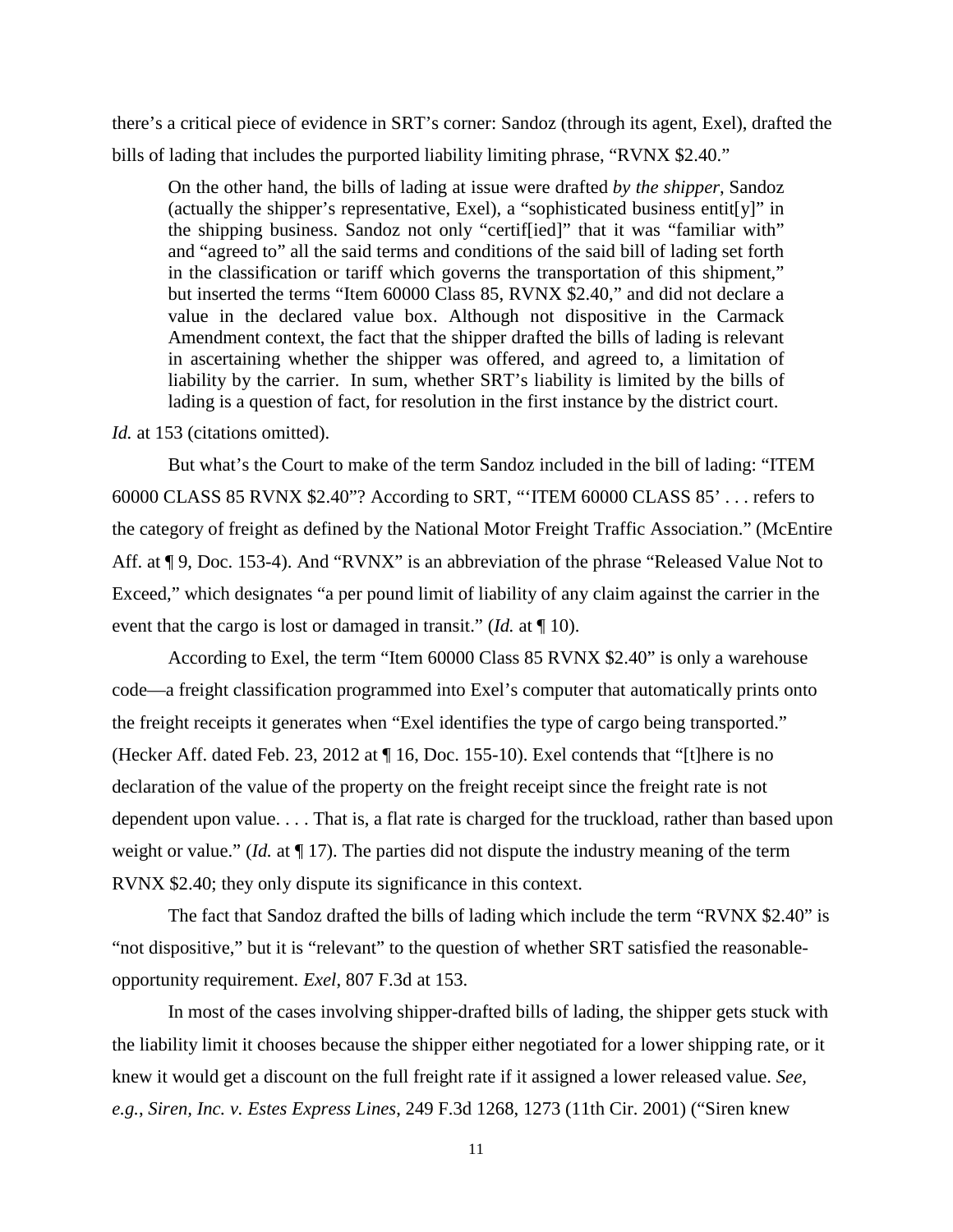there's a critical piece of evidence in SRT's corner: Sandoz (through its agent, Exel), drafted the bills of lading that includes the purported liability limiting phrase, "RVNX $2.40."

> On the other hand, the bills of lading at issue were drafted *by the shipper*, Sandoz (actually the shipper's representative, Exel), a "sophisticated business entit[y]" in the shipping business. Sandoz not only "certif[ied]" that it was "familiar with" and "agreed to" all the said terms and conditions of the said bill of lading set forth in the classification or tariff which governs the transportation of this shipment," but inserted the terms "Item 60000 Class 85, RVNX $2.40," and did not declare a value in the declared value box. Although not dispositive in the Carmack Amendment context, the fact that the shipper drafted the bills of lading is relevant in ascertaining whether the shipper was offered, and agreed to, a limitation of liability by the carrier. In sum, whether SRT's liability is limited by the bills of lading is a question of fact, for resolution in the first instance by the district court.

*Id.* at 153 (citations omitted).

But what's the Court to make of the term Sandoz included in the bill of lading: "ITEM 60000 CLASS 85 RVNX $2.40"? According to SRT, "'ITEM 60000 CLASS 85' . . . refers to the category of freight as defined by the National Motor Freight Traffic Association." (McEntire Aff. at ¶ 9, Doc. 153-4). And "RVNX" is an abbreviation of the phrase "Released Value Not to Exceed," which designates "a per pound limit of liability of any claim against the carrier in the event that the cargo is lost or damaged in transit." (*Id.* at ¶ 10).

According to Exel, the term "Item 60000 Class 85 RVNX $2.40" is only a warehouse code—a freight classification programmed into Exel's computer that automatically prints onto the freight receipts it generates when "Exel identifies the type of cargo being transported." (Hecker Aff. dated Feb. 23, 2012 at ¶ 16, Doc. 155-10). Exel contends that "[t]here is no declaration of the value of the property on the freight receipt since the freight rate is not dependent upon value. . . . That is, a flat rate is charged for the truckload, rather than based upon weight or value." (*Id.* at ¶ 17). The parties did not dispute the industry meaning of the term RVNX $2.40; they only dispute its significance in this context.

The fact that Sandoz drafted the bills of lading which include the term "RVNX $2.40" is "not dispositive," but it is "relevant" to the question of whether SRT satisfied the reasonable-opportunity requirement. *Exel*, 807 F.3d at 153.

In most of the cases involving shipper-drafted bills of lading, the shipper gets stuck with the liability limit it chooses because the shipper either negotiated for a lower shipping rate, or it knew it would get a discount on the full freight rate if it assigned a lower released value. *See, e.g.*, *Siren, Inc. v. Estes Express Lines*, 249 F.3d 1268, 1273 (11th Cir. 2001) ("Siren knew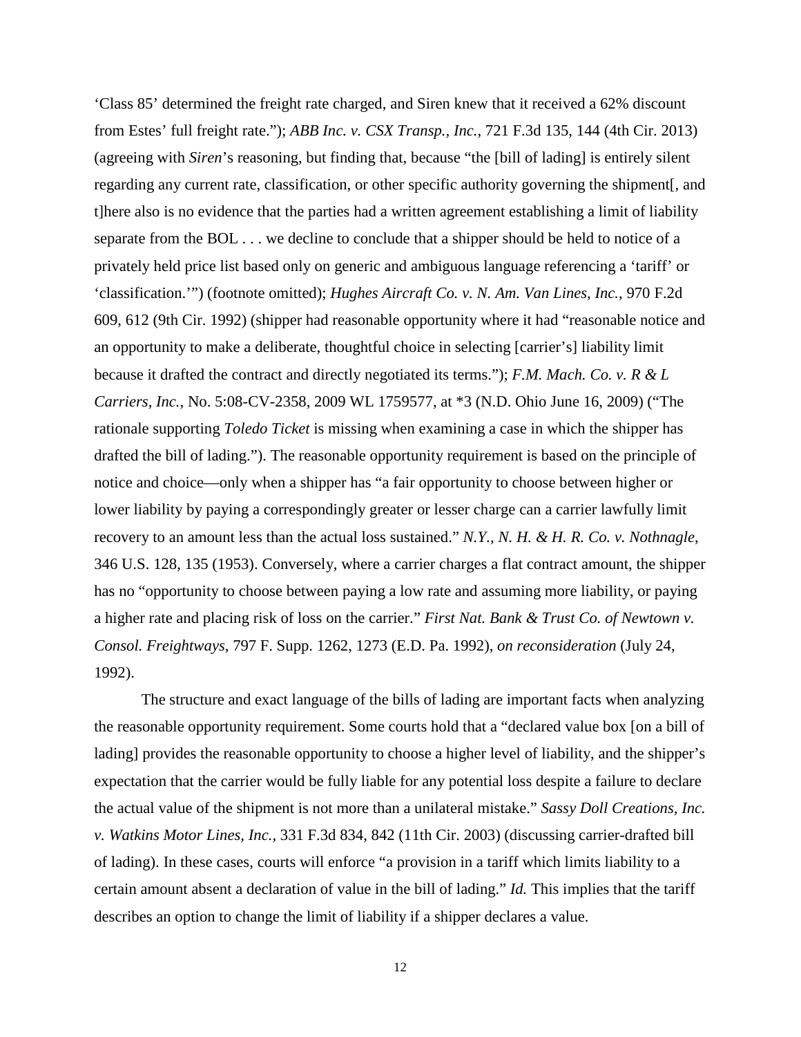'Class 85' determined the freight rate charged, and Siren knew that it received a 62% discount from Estes' full freight rate."); *ABB Inc. v. CSX Transp., Inc.*, 721 F.3d 135, 144 (4th Cir. 2013) (agreeing with *Siren*'s reasoning, but finding that, because "the [bill of lading] is entirely silent regarding any current rate, classification, or other specific authority governing the shipment[, and t]here also is no evidence that the parties had a written agreement establishing a limit of liability separate from the BOL . . . we decline to conclude that a shipper should be held to notice of a privately held price list based only on generic and ambiguous language referencing a 'tariff' or 'classification.'") (footnote omitted); *Hughes Aircraft Co. v. N. Am. Van Lines, Inc.*, 970 F.2d 609, 612 (9th Cir. 1992) (shipper had reasonable opportunity where it had "reasonable notice and an opportunity to make a deliberate, thoughtful choice in selecting [carrier's] liability limit because it drafted the contract and directly negotiated its terms."); *F.M. Mach. Co. v. R & L Carriers, Inc.*, No. 5:08-CV-2358, 2009 WL 1759577, at *3 (N.D. Ohio June 16, 2009) ("The rationale supporting *Toledo Ticket* is missing when examining a case in which the shipper has drafted the bill of lading."). The reasonable opportunity requirement is based on the principle of notice and choice—only when a shipper has "a fair opportunity to choose between higher or lower liability by paying a correspondingly greater or lesser charge can a carrier lawfully limit recovery to an amount less than the actual loss sustained." *N.Y., N. H. & H. R. Co. v. Nothnagle*, 346 U.S. 128, 135 (1953). Conversely, where a carrier charges a flat contract amount, the shipper has no "opportunity to choose between paying a low rate and assuming more liability, or paying a higher rate and placing risk of loss on the carrier." *First Nat. Bank & Trust Co. of Newtown v. Consol. Freightways*, 797 F. Supp. 1262, 1273 (E.D. Pa. 1992), *on reconsideration* (July 24, 1992).

The structure and exact language of the bills of lading are important facts when analyzing the reasonable opportunity requirement. Some courts hold that a "declared value box [on a bill of lading] provides the reasonable opportunity to choose a higher level of liability, and the shipper's expectation that the carrier would be fully liable for any potential loss despite a failure to declare the actual value of the shipment is not more than a unilateral mistake." *Sassy Doll Creations, Inc. v. Watkins Motor Lines, Inc.*, 331 F.3d 834, 842 (11th Cir. 2003) (discussing carrier-drafted bill of lading). In these cases, courts will enforce "a provision in a tariff which limits liability to a certain amount absent a declaration of value in the bill of lading." *Id.* This implies that the tariff describes an option to change the limit of liability if a shipper declares a value.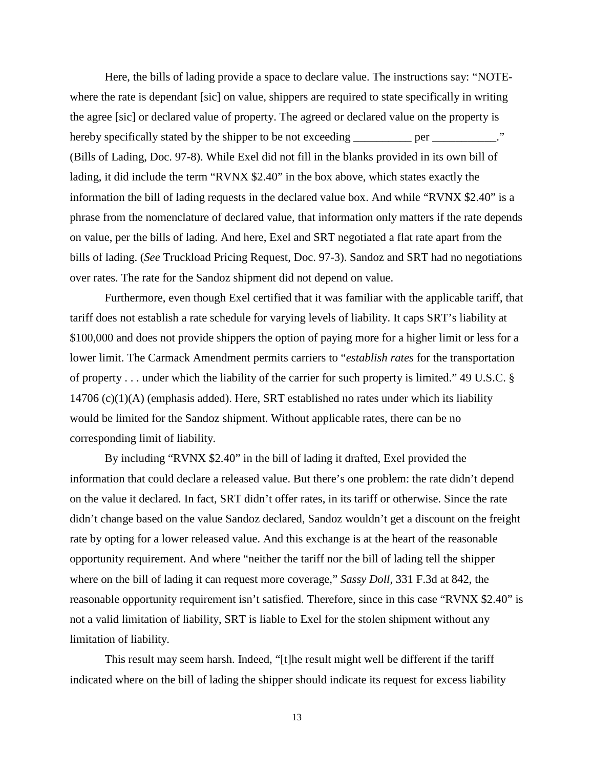Here, the bills of lading provide a space to declare value. The instructions say: "NOTE-where the rate is dependant [sic] on value, shippers are required to state specifically in writing the agree [sic] or declared value of property. The agreed or declared value on the property is hereby specifically stated by the shipper to be not exceeding __________ per ___________." (Bills of Lading, Doc. 97-8). While Exel did not fill in the blanks provided in its own bill of lading, it did include the term "RVNX $2.40" in the box above, which states exactly the information the bill of lading requests in the declared value box. And while "RVNX $2.40" is a phrase from the nomenclature of declared value, that information only matters if the rate depends on value, per the bills of lading. And here, Exel and SRT negotiated a flat rate apart from the bills of lading. (*See* Truckload Pricing Request, Doc. 97-3). Sandoz and SRT had no negotiations over rates. The rate for the Sandoz shipment did not depend on value.

Furthermore, even though Exel certified that it was familiar with the applicable tariff, that tariff does not establish a rate schedule for varying levels of liability. It caps SRT's liability at $100,000 and does not provide shippers the option of paying more for a higher limit or less for a lower limit. The Carmack Amendment permits carriers to "*establish rates* for the transportation of property . . . under which the liability of the carrier for such property is limited." 49 U.S.C. § 14706 (c)(1)(A) (emphasis added). Here, SRT established no rates under which its liability would be limited for the Sandoz shipment. Without applicable rates, there can be no corresponding limit of liability.

By including "RVNX $2.40" in the bill of lading it drafted, Exel provided the information that could declare a released value. But there's one problem: the rate didn't depend on the value it declared. In fact, SRT didn't offer rates, in its tariff or otherwise. Since the rate didn't change based on the value Sandoz declared, Sandoz wouldn't get a discount on the freight rate by opting for a lower released value. And this exchange is at the heart of the reasonable opportunity requirement. And where "neither the tariff nor the bill of lading tell the shipper where on the bill of lading it can request more coverage," *Sassy Doll*, 331 F.3d at 842, the reasonable opportunity requirement isn't satisfied. Therefore, since in this case "RVNX $2.40" is not a valid limitation of liability, SRT is liable to Exel for the stolen shipment without any limitation of liability.

This result may seem harsh. Indeed, "[t]he result might well be different if the tariff indicated where on the bill of lading the shipper should indicate its request for excess liability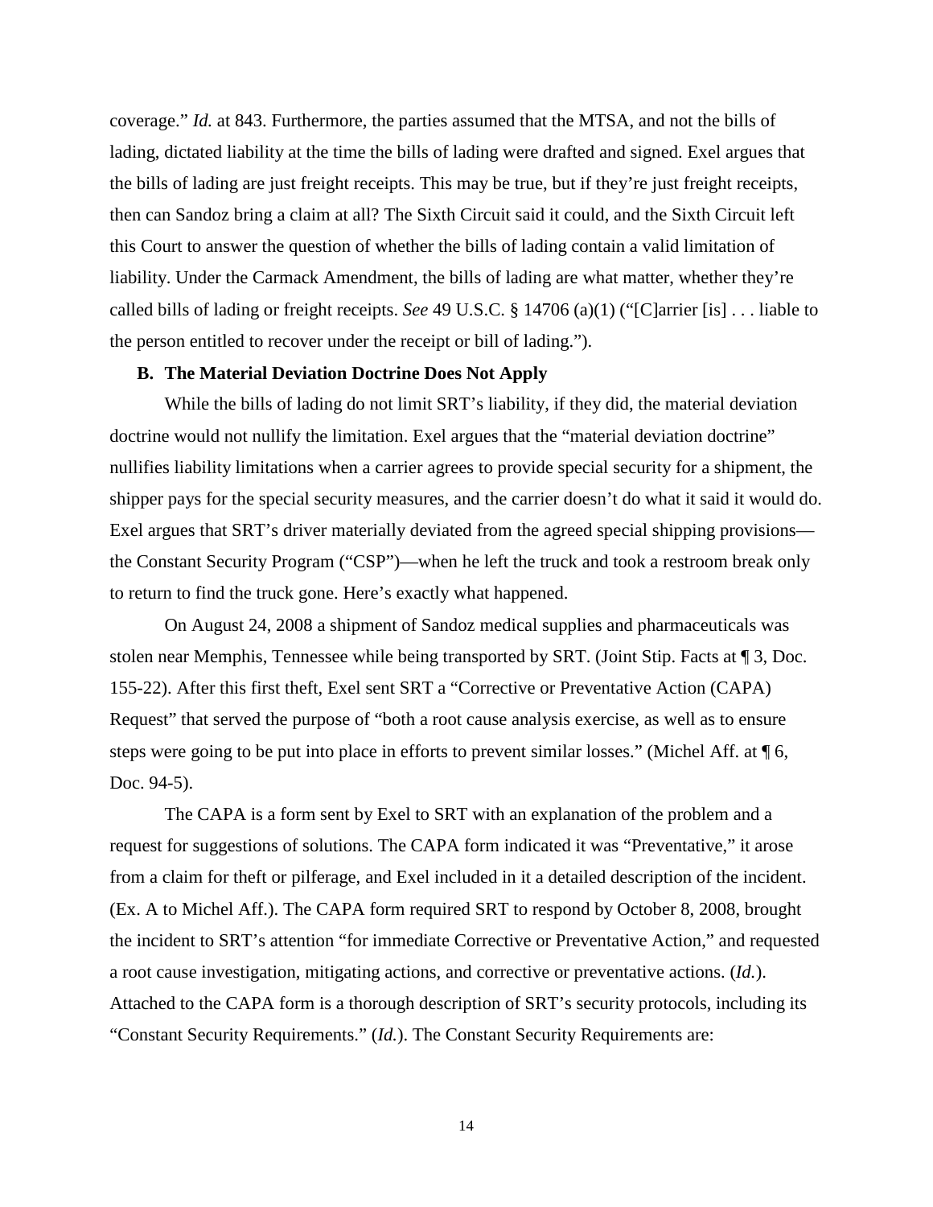coverage." *Id.* at 843. Furthermore, the parties assumed that the MTSA, and not the bills of lading, dictated liability at the time the bills of lading were drafted and signed. Exel argues that the bills of lading are just freight receipts. This may be true, but if they're just freight receipts, then can Sandoz bring a claim at all? The Sixth Circuit said it could, and the Sixth Circuit left this Court to answer the question of whether the bills of lading contain a valid limitation of liability. Under the Carmack Amendment, the bills of lading are what matter, whether they're called bills of lading or freight receipts. *See* 49 U.S.C. § 14706 (a)(1) ("[C]arrier [is] . . . liable to the person entitled to recover under the receipt or bill of lading.").

**B. The Material Deviation Doctrine Does Not Apply**

While the bills of lading do not limit SRT's liability, if they did, the material deviation doctrine would not nullify the limitation. Exel argues that the "material deviation doctrine" nullifies liability limitations when a carrier agrees to provide special security for a shipment, the shipper pays for the special security measures, and the carrier doesn't do what it said it would do. Exel argues that SRT's driver materially deviated from the agreed special shipping provisions—the Constant Security Program ("CSP")—when he left the truck and took a restroom break only to return to find the truck gone. Here's exactly what happened.

On August 24, 2008 a shipment of Sandoz medical supplies and pharmaceuticals was stolen near Memphis, Tennessee while being transported by SRT. (Joint Stip. Facts at ¶ 3, Doc. 155-22). After this first theft, Exel sent SRT a "Corrective or Preventative Action (CAPA) Request" that served the purpose of "both a root cause analysis exercise, as well as to ensure steps were going to be put into place in efforts to prevent similar losses." (Michel Aff. at ¶ 6, Doc. 94-5).

The CAPA is a form sent by Exel to SRT with an explanation of the problem and a request for suggestions of solutions. The CAPA form indicated it was "Preventative," it arose from a claim for theft or pilferage, and Exel included in it a detailed description of the incident. (Ex. A to Michel Aff.). The CAPA form required SRT to respond by October 8, 2008, brought the incident to SRT's attention "for immediate Corrective or Preventative Action," and requested a root cause investigation, mitigating actions, and corrective or preventative actions. (*Id.*). Attached to the CAPA form is a thorough description of SRT's security protocols, including its "Constant Security Requirements." (*Id.*). The Constant Security Requirements are: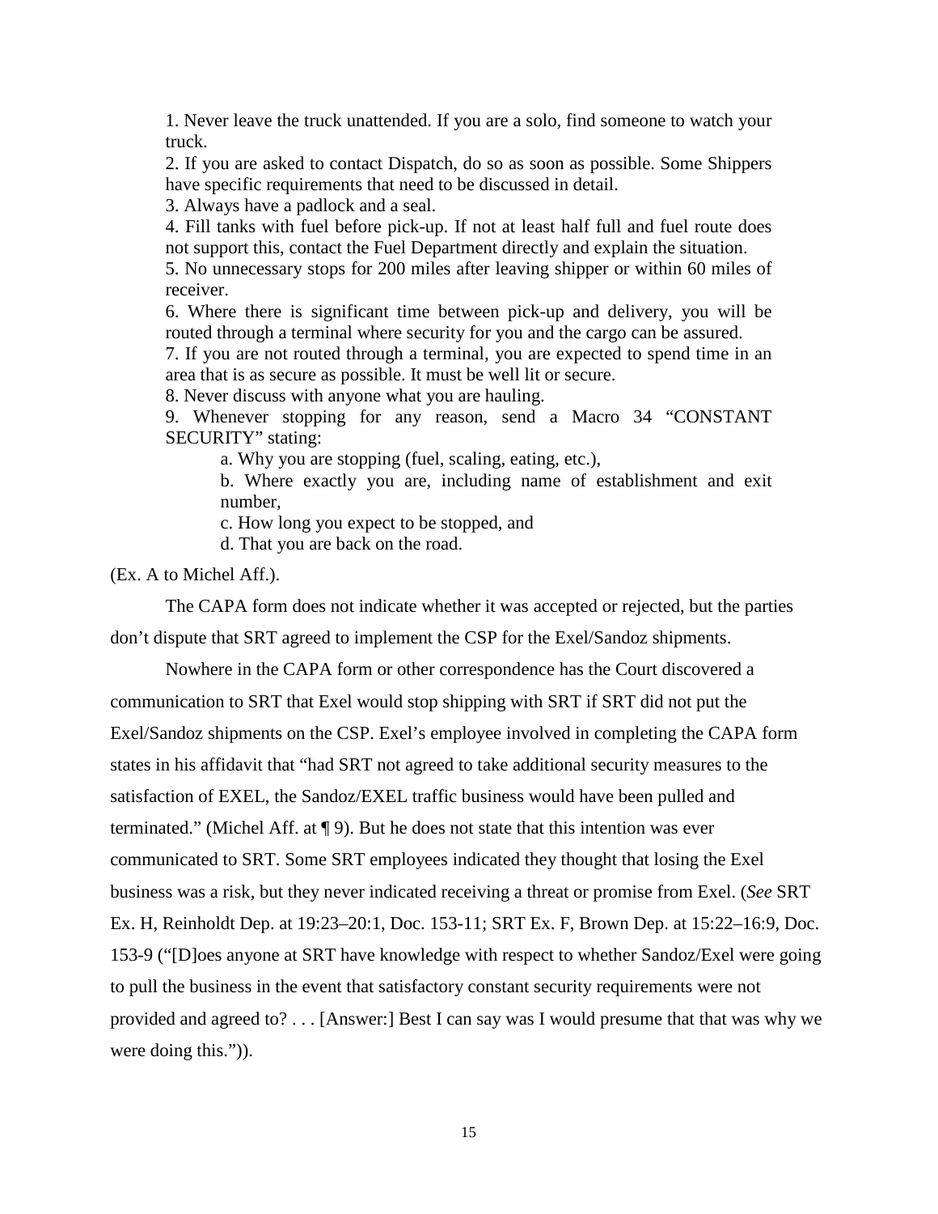1. Never leave the truck unattended. If you are a solo, find someone to watch your truck.
2. If you are asked to contact Dispatch, do so as soon as possible. Some Shippers have specific requirements that need to be discussed in detail.
3. Always have a padlock and a seal.
4. Fill tanks with fuel before pick-up. If not at least half full and fuel route does not support this, contact the Fuel Department directly and explain the situation.
5. No unnecessary stops for 200 miles after leaving shipper or within 60 miles of receiver.
6. Where there is significant time between pick-up and delivery, you will be routed through a terminal where security for you and the cargo can be assured.
7. If you are not routed through a terminal, you are expected to spend time in an area that is as secure as possible. It must be well lit or secure.
8. Never discuss with anyone what you are hauling.
9. Whenever stopping for any reason, send a Macro 34 "CONSTANT SECURITY" stating:
    a. Why you are stopping (fuel, scaling, eating, etc.),
    b. Where exactly you are, including name of establishment and exit number,
    c. How long you expect to be stopped, and
    d. That you are back on the road.

(Ex. A to Michel Aff.).

The CAPA form does not indicate whether it was accepted or rejected, but the parties don't dispute that SRT agreed to implement the CSP for the Exel/Sandoz shipments.

Nowhere in the CAPA form or other correspondence has the Court discovered a communication to SRT that Exel would stop shipping with SRT if SRT did not put the Exel/Sandoz shipments on the CSP. Exel's employee involved in completing the CAPA form states in his affidavit that "had SRT not agreed to take additional security measures to the satisfaction of EXEL, the Sandoz/EXEL traffic business would have been pulled and terminated." (Michel Aff. at ¶ 9). But he does not state that this intention was ever communicated to SRT. Some SRT employees indicated they thought that losing the Exel business was a risk, but they never indicated receiving a threat or promise from Exel. (*See* SRT Ex. H, Reinholdt Dep. at 19:23–20:1, Doc. 153-11; SRT Ex. F, Brown Dep. at 15:22–16:9, Doc. 153-9 ("[D]oes anyone at SRT have knowledge with respect to whether Sandoz/Exel were going to pull the business in the event that satisfactory constant security requirements were not provided and agreed to? . . . [Answer:] Best I can say was I would presume that that was why we were doing this.")).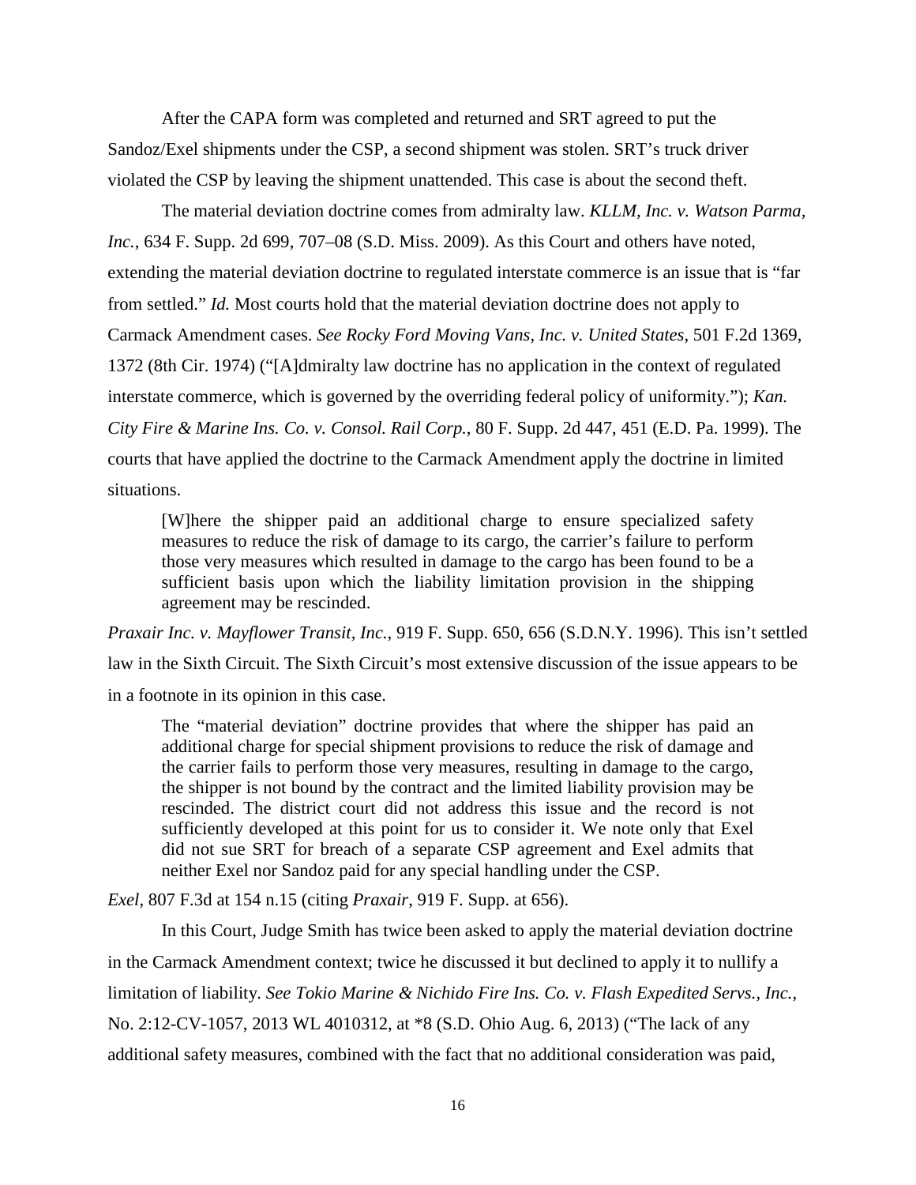After the CAPA form was completed and returned and SRT agreed to put the Sandoz/Exel shipments under the CSP, a second shipment was stolen. SRT's truck driver violated the CSP by leaving the shipment unattended. This case is about the second theft.

The material deviation doctrine comes from admiralty law. *KLLM, Inc. v. Watson Parma, Inc.*, 634 F. Supp. 2d 699, 707–08 (S.D. Miss. 2009). As this Court and others have noted, extending the material deviation doctrine to regulated interstate commerce is an issue that is "far from settled." *Id.* Most courts hold that the material deviation doctrine does not apply to Carmack Amendment cases. *See Rocky Ford Moving Vans, Inc. v. United States*, 501 F.2d 1369, 1372 (8th Cir. 1974) ("[A]dmiralty law doctrine has no application in the context of regulated interstate commerce, which is governed by the overriding federal policy of uniformity."); *Kan. City Fire & Marine Ins. Co. v. Consol. Rail Corp.*, 80 F. Supp. 2d 447, 451 (E.D. Pa. 1999). The courts that have applied the doctrine to the Carmack Amendment apply the doctrine in limited situations.

> [W]here the shipper paid an additional charge to ensure specialized safety measures to reduce the risk of damage to its cargo, the carrier's failure to perform those very measures which resulted in damage to the cargo has been found to be a sufficient basis upon which the liability limitation provision in the shipping agreement may be rescinded.

*Praxair Inc. v. Mayflower Transit, Inc.*, 919 F. Supp. 650, 656 (S.D.N.Y. 1996). This isn't settled law in the Sixth Circuit. The Sixth Circuit's most extensive discussion of the issue appears to be in a footnote in its opinion in this case.

> The "material deviation" doctrine provides that where the shipper has paid an additional charge for special shipment provisions to reduce the risk of damage and the carrier fails to perform those very measures, resulting in damage to the cargo, the shipper is not bound by the contract and the limited liability provision may be rescinded. The district court did not address this issue and the record is not sufficiently developed at this point for us to consider it. We note only that Exel did not sue SRT for breach of a separate CSP agreement and Exel admits that neither Exel nor Sandoz paid for any special handling under the CSP.

*Exel*, 807 F.3d at 154 n.15 (citing *Praxair*, 919 F. Supp. at 656).

In this Court, Judge Smith has twice been asked to apply the material deviation doctrine in the Carmack Amendment context; twice he discussed it but declined to apply it to nullify a limitation of liability. *See Tokio Marine & Nichido Fire Ins. Co. v. Flash Expedited Servs., Inc.*, No. 2:12-CV-1057, 2013 WL 4010312, at *8 (S.D. Ohio Aug. 6, 2013) ("The lack of any additional safety measures, combined with the fact that no additional consideration was paid,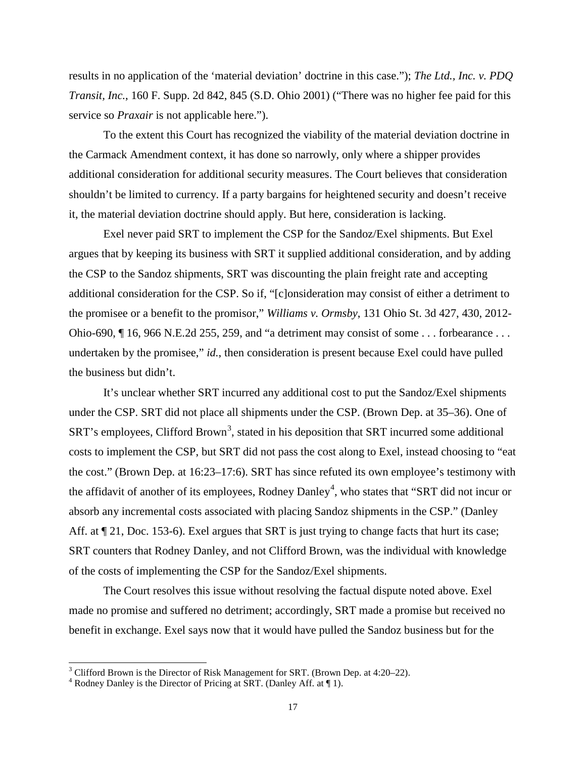results in no application of the 'material deviation' doctrine in this case."); *The Ltd., Inc. v. PDQ Transit, Inc.*, 160 F. Supp. 2d 842, 845 (S.D. Ohio 2001) ("There was no higher fee paid for this service so *Praxair* is not applicable here.").

To the extent this Court has recognized the viability of the material deviation doctrine in the Carmack Amendment context, it has done so narrowly, only where a shipper provides additional consideration for additional security measures. The Court believes that consideration shouldn't be limited to currency. If a party bargains for heightened security and doesn't receive it, the material deviation doctrine should apply. But here, consideration is lacking.

Exel never paid SRT to implement the CSP for the Sandoz/Exel shipments. But Exel argues that by keeping its business with SRT it supplied additional consideration, and by adding the CSP to the Sandoz shipments, SRT was discounting the plain freight rate and accepting additional consideration for the CSP. So if, "[c]onsideration may consist of either a detriment to the promisee or a benefit to the promisor," *Williams v. Ormsby*, 131 Ohio St. 3d 427, 430, 2012-Ohio-690, ¶ 16, 966 N.E.2d 255, 259, and "a detriment may consist of some . . . forbearance . . . undertaken by the promisee," *id.*, then consideration is present because Exel could have pulled the business but didn't.

It's unclear whether SRT incurred any additional cost to put the Sandoz/Exel shipments under the CSP. SRT did not place all shipments under the CSP. (Brown Dep. at 35–36). One of SRT's employees, Clifford Brown[3], stated in his deposition that SRT incurred some additional costs to implement the CSP, but SRT did not pass the cost along to Exel, instead choosing to "eat the cost." (Brown Dep. at 16:23–17:6). SRT has since refuted its own employee's testimony with the affidavit of another of its employees, Rodney Danley[4], who states that "SRT did not incur or absorb any incremental costs associated with placing Sandoz shipments in the CSP." (Danley Aff. at ¶ 21, Doc. 153-6). Exel argues that SRT is just trying to change facts that hurt its case; SRT counters that Rodney Danley, and not Clifford Brown, was the individual with knowledge of the costs of implementing the CSP for the Sandoz/Exel shipments.

The Court resolves this issue without resolving the factual dispute noted above. Exel made no promise and suffered no detriment; accordingly, SRT made a promise but received no benefit in exchange. Exel says now that it would have pulled the Sandoz business but for the

[3] Clifford Brown is the Director of Risk Management for SRT. (Brown Dep. at 4:20–22).

[4] Rodney Danley is the Director of Pricing at SRT. (Danley Aff. at ¶ 1).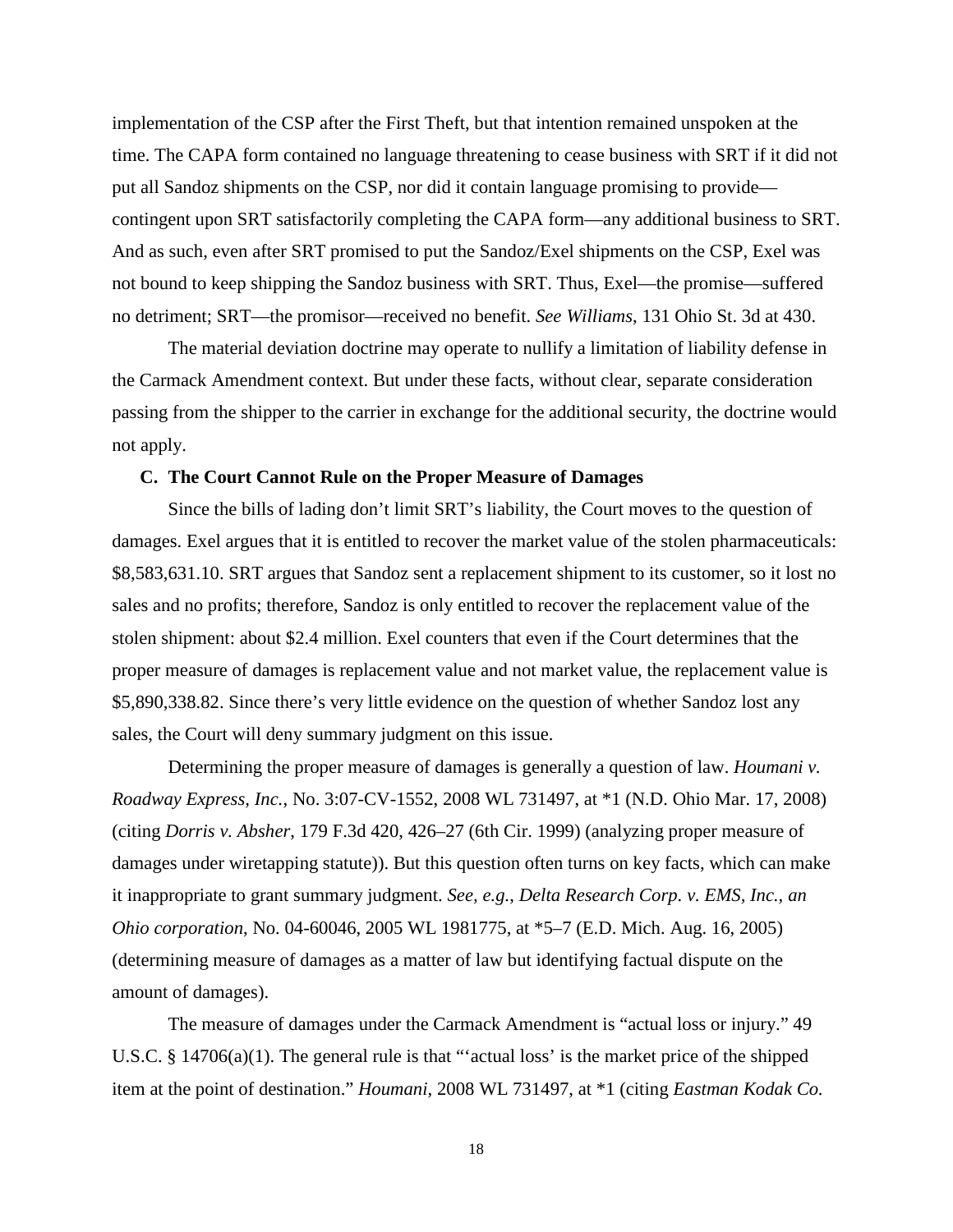implementation of the CSP after the First Theft, but that intention remained unspoken at the time. The CAPA form contained no language threatening to cease business with SRT if it did not put all Sandoz shipments on the CSP, nor did it contain language promising to provide—contingent upon SRT satisfactorily completing the CAPA form—any additional business to SRT. And as such, even after SRT promised to put the Sandoz/Exel shipments on the CSP, Exel was not bound to keep shipping the Sandoz business with SRT. Thus, Exel—the promise—suffered no detriment; SRT—the promisor—received no benefit. *See Williams*, 131 Ohio St. 3d at 430.

The material deviation doctrine may operate to nullify a limitation of liability defense in the Carmack Amendment context. But under these facts, without clear, separate consideration passing from the shipper to the carrier in exchange for the additional security, the doctrine would not apply.

### C. The Court Cannot Rule on the Proper Measure of Damages

Since the bills of lading don't limit SRT's liability, the Court moves to the question of damages. Exel argues that it is entitled to recover the market value of the stolen pharmaceuticals: $8,583,631.10. SRT argues that Sandoz sent a replacement shipment to its customer, so it lost no sales and no profits; therefore, Sandoz is only entitled to recover the replacement value of the stolen shipment: about $2.4 million. Exel counters that even if the Court determines that the proper measure of damages is replacement value and not market value, the replacement value is $5,890,338.82. Since there's very little evidence on the question of whether Sandoz lost any sales, the Court will deny summary judgment on this issue.

Determining the proper measure of damages is generally a question of law. *Houmani v. Roadway Express, Inc.*, No. 3:07-CV-1552, 2008 WL 731497, at *1 (N.D. Ohio Mar. 17, 2008) (citing *Dorris v. Absher*, 179 F.3d 420, 426–27 (6th Cir. 1999) (analyzing proper measure of damages under wiretapping statute)). But this question often turns on key facts, which can make it inappropriate to grant summary judgment. *See, e.g.*, *Delta Research Corp. v. EMS, Inc., an Ohio corporation*, No. 04-60046, 2005 WL 1981775, at *5–7 (E.D. Mich. Aug. 16, 2005) (determining measure of damages as a matter of law but identifying factual dispute on the amount of damages).

The measure of damages under the Carmack Amendment is "actual loss or injury." 49 U.S.C. § 14706(a)(1). The general rule is that "'actual loss' is the market price of the shipped item at the point of destination." *Houmani*, 2008 WL 731497, at *1 (citing *Eastman Kodak Co.*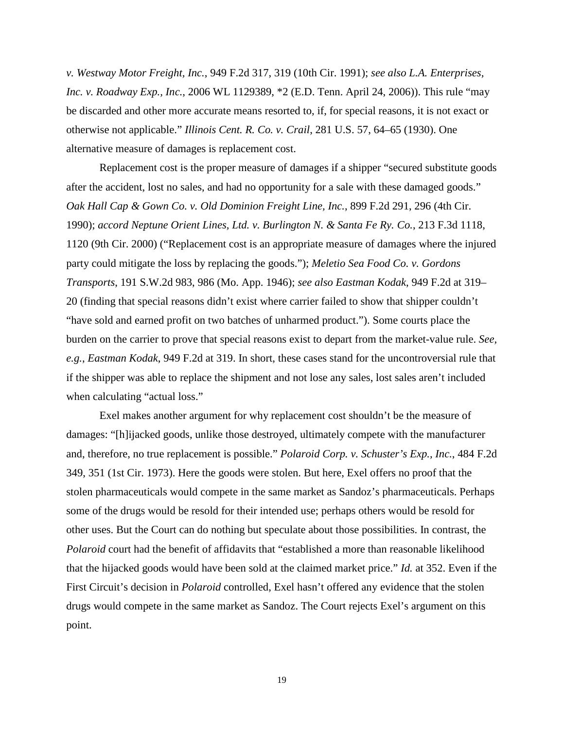*v. Westway Motor Freight, Inc.*, 949 F.2d 317, 319 (10th Cir. 1991); *see also L.A. Enterprises, Inc. v. Roadway Exp., Inc.*, 2006 WL 1129389, *2 (E.D. Tenn. April 24, 2006)). This rule "may be discarded and other more accurate means resorted to, if, for special reasons, it is not exact or otherwise not applicable." *Illinois Cent. R. Co. v. Crail*, 281 U.S. 57, 64–65 (1930). One alternative measure of damages is replacement cost.

Replacement cost is the proper measure of damages if a shipper "secured substitute goods after the accident, lost no sales, and had no opportunity for a sale with these damaged goods." *Oak Hall Cap & Gown Co. v. Old Dominion Freight Line, Inc.*, 899 F.2d 291, 296 (4th Cir. 1990); *accord Neptune Orient Lines, Ltd. v. Burlington N. & Santa Fe Ry. Co.*, 213 F.3d 1118, 1120 (9th Cir. 2000) ("Replacement cost is an appropriate measure of damages where the injured party could mitigate the loss by replacing the goods."); *Meletio Sea Food Co. v. Gordons Transports*, 191 S.W.2d 983, 986 (Mo. App. 1946); *see also Eastman Kodak*, 949 F.2d at 319–20 (finding that special reasons didn't exist where carrier failed to show that shipper couldn't "have sold and earned profit on two batches of unharmed product."). Some courts place the burden on the carrier to prove that special reasons exist to depart from the market-value rule. *See, e.g.*, *Eastman Kodak*, 949 F.2d at 319. In short, these cases stand for the uncontroversial rule that if the shipper was able to replace the shipment and not lose any sales, lost sales aren't included when calculating "actual loss."

Exel makes another argument for why replacement cost shouldn't be the measure of damages: "[h]ijacked goods, unlike those destroyed, ultimately compete with the manufacturer and, therefore, no true replacement is possible." *Polaroid Corp. v. Schuster's Exp., Inc.*, 484 F.2d 349, 351 (1st Cir. 1973). Here the goods were stolen. But here, Exel offers no proof that the stolen pharmaceuticals would compete in the same market as Sandoz's pharmaceuticals. Perhaps some of the drugs would be resold for their intended use; perhaps others would be resold for other uses. But the Court can do nothing but speculate about those possibilities. In contrast, the *Polaroid* court had the benefit of affidavits that "established a more than reasonable likelihood that the hijacked goods would have been sold at the claimed market price." *Id.* at 352. Even if the First Circuit's decision in *Polaroid* controlled, Exel hasn't offered any evidence that the stolen drugs would compete in the same market as Sandoz. The Court rejects Exel's argument on this point.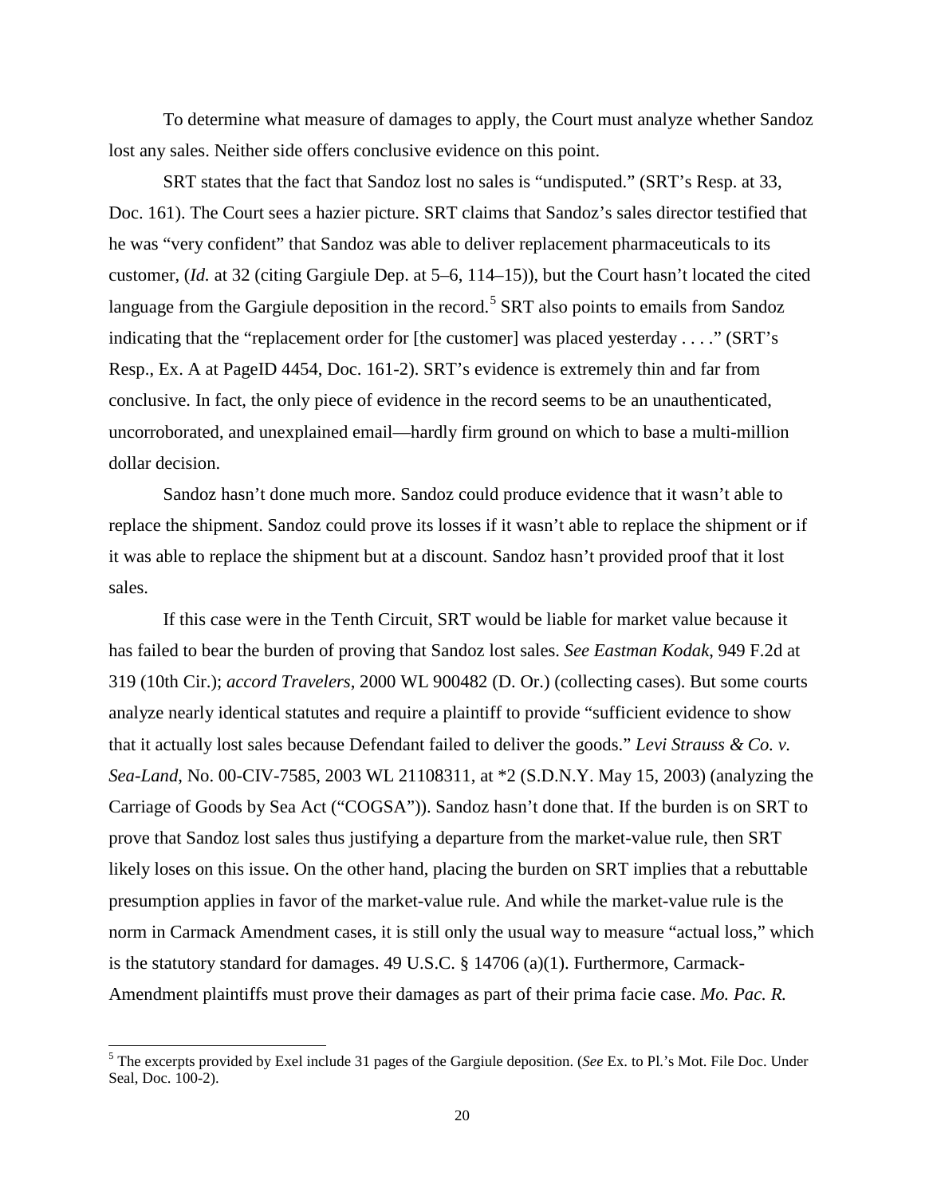To determine what measure of damages to apply, the Court must analyze whether Sandoz lost any sales. Neither side offers conclusive evidence on this point.

SRT states that the fact that Sandoz lost no sales is "undisputed." (SRT's Resp. at 33, Doc. 161). The Court sees a hazier picture. SRT claims that Sandoz's sales director testified that he was "very confident" that Sandoz was able to deliver replacement pharmaceuticals to its customer, (*Id.* at 32 (citing Gargiule Dep. at 5–6, 114–15)), but the Court hasn't located the cited language from the Gargiule deposition in the record.[5] SRT also points to emails from Sandoz indicating that the "replacement order for [the customer] was placed yesterday . . . ." (SRT's Resp., Ex. A at PageID 4454, Doc. 161-2). SRT's evidence is extremely thin and far from conclusive. In fact, the only piece of evidence in the record seems to be an unauthenticated, uncorroborated, and unexplained email—hardly firm ground on which to base a multi-million dollar decision.

Sandoz hasn't done much more. Sandoz could produce evidence that it wasn't able to replace the shipment. Sandoz could prove its losses if it wasn't able to replace the shipment or if it was able to replace the shipment but at a discount. Sandoz hasn't provided proof that it lost sales.

If this case were in the Tenth Circuit, SRT would be liable for market value because it has failed to bear the burden of proving that Sandoz lost sales. *See Eastman Kodak*, 949 F.2d at 319 (10th Cir.); *accord Travelers*, 2000 WL 900482 (D. Or.) (collecting cases). But some courts analyze nearly identical statutes and require a plaintiff to provide "sufficient evidence to show that it actually lost sales because Defendant failed to deliver the goods." *Levi Strauss & Co. v. Sea-Land*, No. 00-CIV-7585, 2003 WL 21108311, at *2 (S.D.N.Y. May 15, 2003) (analyzing the Carriage of Goods by Sea Act ("COGSA")). Sandoz hasn't done that. If the burden is on SRT to prove that Sandoz lost sales thus justifying a departure from the market-value rule, then SRT likely loses on this issue. On the other hand, placing the burden on SRT implies that a rebuttable presumption applies in favor of the market-value rule. And while the market-value rule is the norm in Carmack Amendment cases, it is still only the usual way to measure "actual loss," which is the statutory standard for damages. 49 U.S.C. § 14706 (a)(1). Furthermore, Carmack-Amendment plaintiffs must prove their damages as part of their prima facie case. *Mo. Pac. R.*

---

[5] The excerpts provided by Exel include 31 pages of the Gargiule deposition. (*See* Ex. to Pl.'s Mot. File Doc. Under Seal, Doc. 100-2).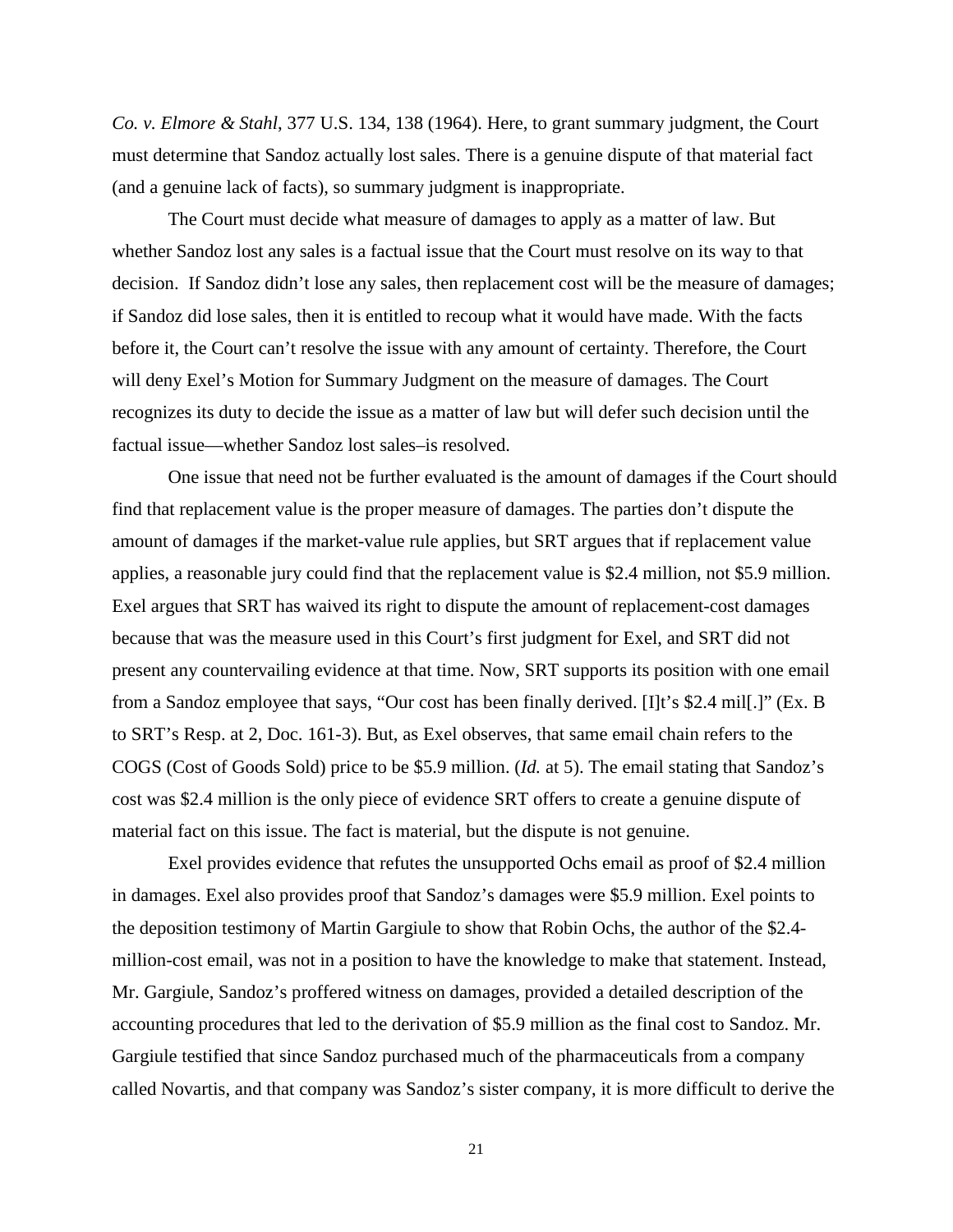*Co. v. Elmore & Stahl*, 377 U.S. 134, 138 (1964). Here, to grant summary judgment, the Court must determine that Sandoz actually lost sales. There is a genuine dispute of that material fact (and a genuine lack of facts), so summary judgment is inappropriate.

The Court must decide what measure of damages to apply as a matter of law. But whether Sandoz lost any sales is a factual issue that the Court must resolve on its way to that decision. If Sandoz didn't lose any sales, then replacement cost will be the measure of damages; if Sandoz did lose sales, then it is entitled to recoup what it would have made. With the facts before it, the Court can't resolve the issue with any amount of certainty. Therefore, the Court will deny Exel's Motion for Summary Judgment on the measure of damages. The Court recognizes its duty to decide the issue as a matter of law but will defer such decision until the factual issue—whether Sandoz lost sales–is resolved.

One issue that need not be further evaluated is the amount of damages if the Court should find that replacement value is the proper measure of damages. The parties don't dispute the amount of damages if the market-value rule applies, but SRT argues that if replacement value applies, a reasonable jury could find that the replacement value is $2.4 million, not $5.9 million. Exel argues that SRT has waived its right to dispute the amount of replacement-cost damages because that was the measure used in this Court's first judgment for Exel, and SRT did not present any countervailing evidence at that time. Now, SRT supports its position with one email from a Sandoz employee that says, "Our cost has been finally derived. [I]t's $2.4 mil[.]" (Ex. B to SRT's Resp. at 2, Doc. 161-3). But, as Exel observes, that same email chain refers to the COGS (Cost of Goods Sold) price to be $5.9 million. (*Id.* at 5). The email stating that Sandoz's cost was $2.4 million is the only piece of evidence SRT offers to create a genuine dispute of material fact on this issue. The fact is material, but the dispute is not genuine.

Exel provides evidence that refutes the unsupported Ochs email as proof of $2.4 million in damages. Exel also provides proof that Sandoz's damages were $5.9 million. Exel points to the deposition testimony of Martin Gargiule to show that Robin Ochs, the author of the $2.4-million-cost email, was not in a position to have the knowledge to make that statement. Instead, Mr. Gargiule, Sandoz's proffered witness on damages, provided a detailed description of the accounting procedures that led to the derivation of $5.9 million as the final cost to Sandoz. Mr. Gargiule testified that since Sandoz purchased much of the pharmaceuticals from a company called Novartis, and that company was Sandoz's sister company, it is more difficult to derive the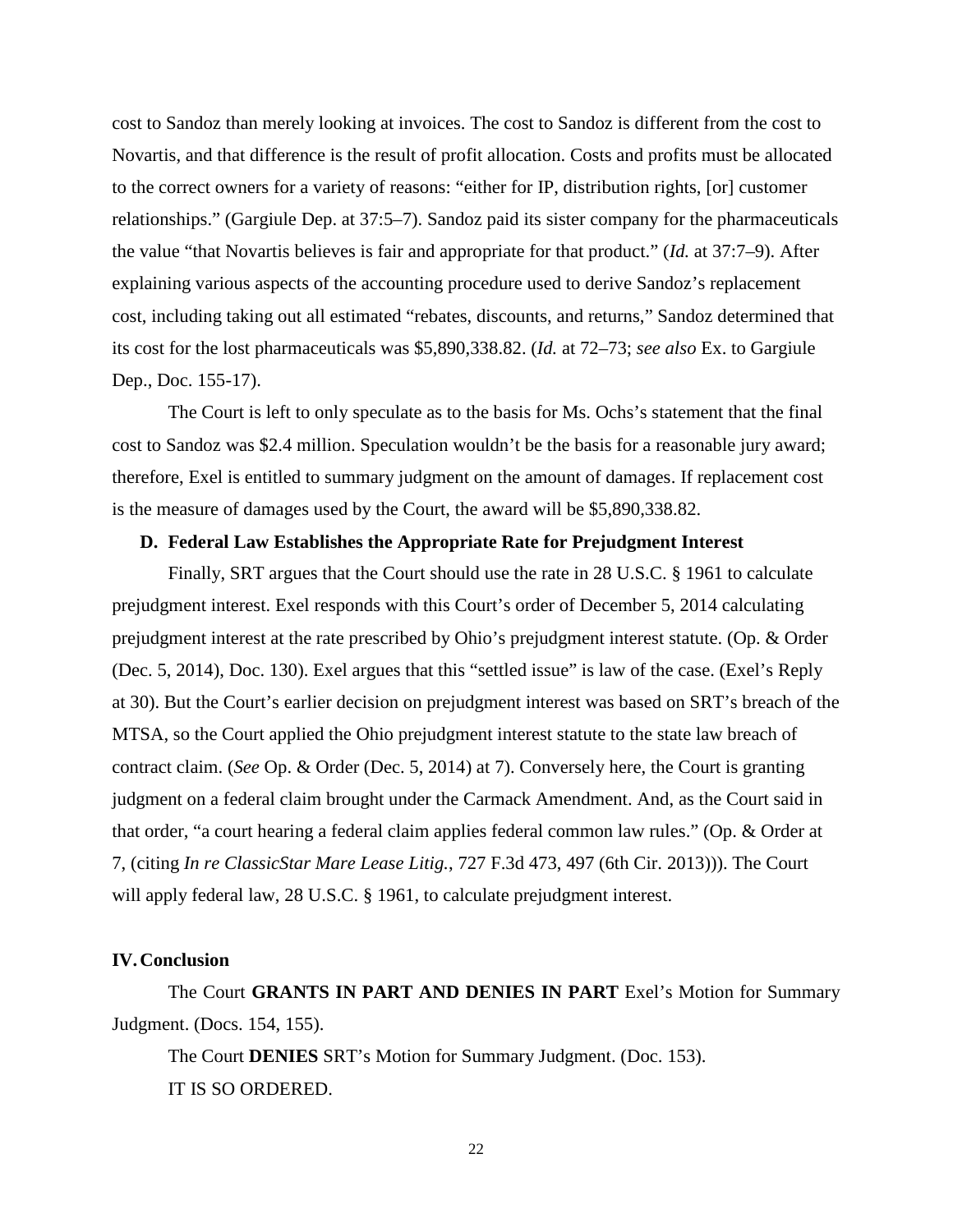cost to Sandoz than merely looking at invoices. The cost to Sandoz is different from the cost to Novartis, and that difference is the result of profit allocation. Costs and profits must be allocated to the correct owners for a variety of reasons: "either for IP, distribution rights, [or] customer relationships." (Gargiule Dep. at 37:5–7). Sandoz paid its sister company for the pharmaceuticals the value "that Novartis believes is fair and appropriate for that product." (*Id.* at 37:7–9). After explaining various aspects of the accounting procedure used to derive Sandoz's replacement cost, including taking out all estimated "rebates, discounts, and returns," Sandoz determined that its cost for the lost pharmaceuticals was $5,890,338.82. (*Id.* at 72–73; *see also* Ex. to Gargiule Dep., Doc. 155-17).

The Court is left to only speculate as to the basis for Ms. Ochs's statement that the final cost to Sandoz was $2.4 million. Speculation wouldn't be the basis for a reasonable jury award; therefore, Exel is entitled to summary judgment on the amount of damages. If replacement cost is the measure of damages used by the Court, the award will be $5,890,338.82.

### D. Federal Law Establishes the Appropriate Rate for Prejudgment Interest

Finally, SRT argues that the Court should use the rate in 28 U.S.C. § 1961 to calculate prejudgment interest. Exel responds with this Court's order of December 5, 2014 calculating prejudgment interest at the rate prescribed by Ohio's prejudgment interest statute. (Op. & Order (Dec. 5, 2014), Doc. 130). Exel argues that this "settled issue" is law of the case. (Exel's Reply at 30). But the Court's earlier decision on prejudgment interest was based on SRT's breach of the MTSA, so the Court applied the Ohio prejudgment interest statute to the state law breach of contract claim. (*See* Op. & Order (Dec. 5, 2014) at 7). Conversely here, the Court is granting judgment on a federal claim brought under the Carmack Amendment. And, as the Court said in that order, "a court hearing a federal claim applies federal common law rules." (Op. & Order at 7, (citing *In re ClassicStar Mare Lease Litig.*, 727 F.3d 473, 497 (6th Cir. 2013))). The Court will apply federal law, 28 U.S.C. § 1961, to calculate prejudgment interest.

## IV. Conclusion

The Court **GRANTS IN PART AND DENIES IN PART** Exel's Motion for Summary Judgment. (Docs. 154, 155).

The Court **DENIES** SRT's Motion for Summary Judgment. (Doc. 153).

IT IS SO ORDERED.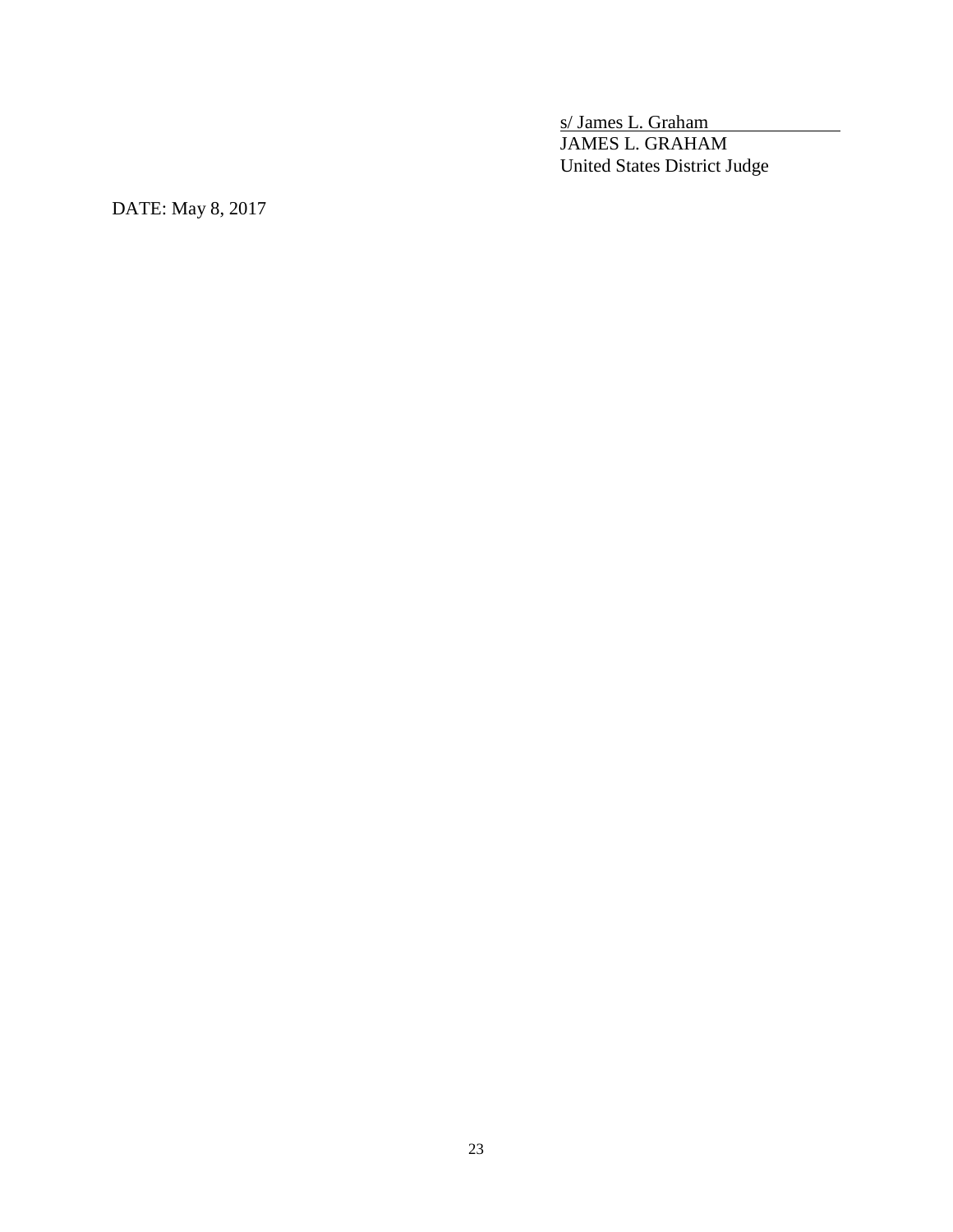s/ James L. Graham
JAMES L. GRAHAM
United States District Judge

DATE: May 8, 2017